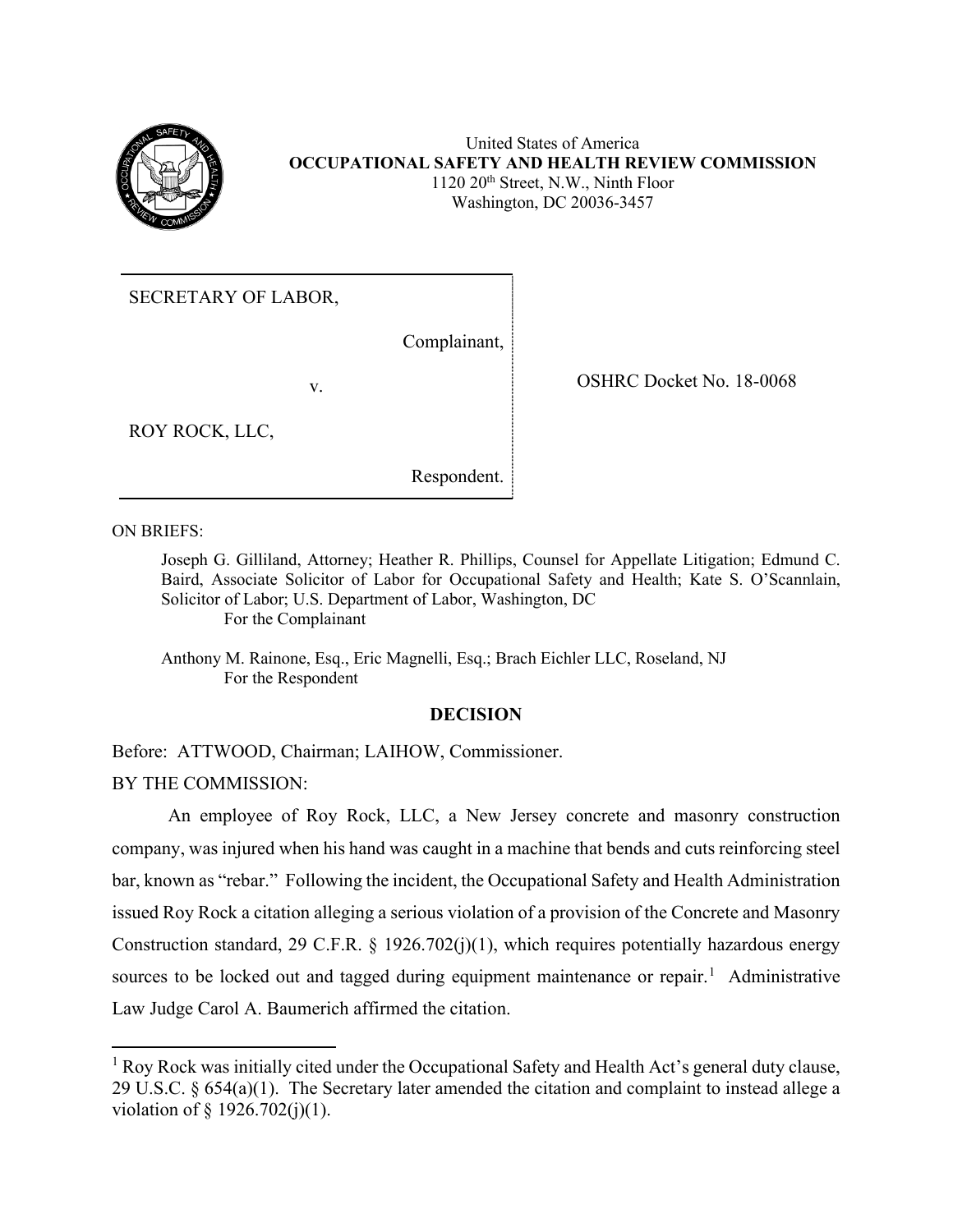United States of America
**OCCUPATIONAL SAFETY AND HEALTH REVIEW COMMISSION**
1120 20th Street, N.W., Ninth Floor
Washington, DC 20036-3457

| | |
|---|---|
| SECRETARY OF LABOR,<br><br>Complainant,<br><br>v.<br><br>ROY ROCK, LLC,<br><br>Respondent. | OSHRC Docket No. 18-0068 |

ON BRIEFS:

Joseph G. Gilliland, Attorney; Heather R. Phillips, Counsel for Appellate Litigation; Edmund C. Baird, Associate Solicitor of Labor for Occupational Safety and Health; Kate S. O'Scannlain, Solicitor of Labor; U.S. Department of Labor, Washington, DC
For the Complainant

Anthony M. Rainone, Esq., Eric Magnelli, Esq.; Brach Eichler LLC, Roseland, NJ
For the Respondent

## DECISION

Before: ATTWOOD, Chairman; LAIHOW, Commissioner.

BY THE COMMISSION:

An employee of Roy Rock, LLC, a New Jersey concrete and masonry construction company, was injured when his hand was caught in a machine that bends and cuts reinforcing steel bar, known as "rebar." Following the incident, the Occupational Safety and Health Administration issued Roy Rock a citation alleging a serious violation of a provision of the Concrete and Masonry Construction standard, 29 C.F.R. § 1926.702(j)(1), which requires potentially hazardous energy sources to be locked out and tagged during equipment maintenance or repair.[1] Administrative Law Judge Carol A. Baumerich affirmed the citation.

[1] Roy Rock was initially cited under the Occupational Safety and Health Act's general duty clause, 29 U.S.C. § 654(a)(1). The Secretary later amended the citation and complaint to instead allege a violation of § 1926.702(j)(1).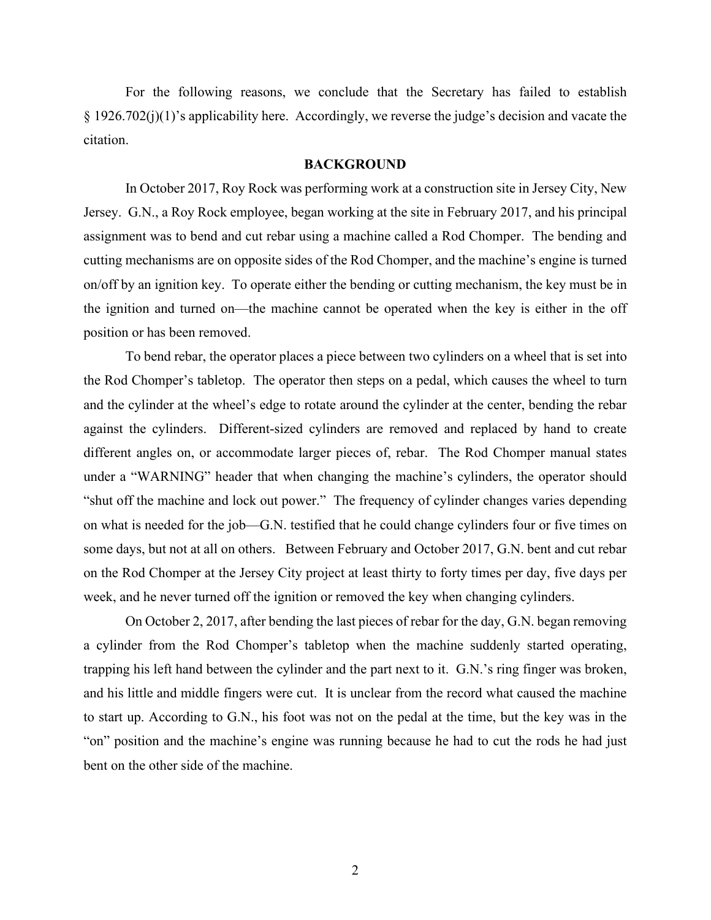For the following reasons, we conclude that the Secretary has failed to establish § 1926.702(j)(1)'s applicability here. Accordingly, we reverse the judge's decision and vacate the citation.

## BACKGROUND

In October 2017, Roy Rock was performing work at a construction site in Jersey City, New Jersey. G.N., a Roy Rock employee, began working at the site in February 2017, and his principal assignment was to bend and cut rebar using a machine called a Rod Chomper. The bending and cutting mechanisms are on opposite sides of the Rod Chomper, and the machine's engine is turned on/off by an ignition key. To operate either the bending or cutting mechanism, the key must be in the ignition and turned on—the machine cannot be operated when the key is either in the off position or has been removed.

To bend rebar, the operator places a piece between two cylinders on a wheel that is set into the Rod Chomper's tabletop. The operator then steps on a pedal, which causes the wheel to turn and the cylinder at the wheel's edge to rotate around the cylinder at the center, bending the rebar against the cylinders. Different-sized cylinders are removed and replaced by hand to create different angles on, or accommodate larger pieces of, rebar. The Rod Chomper manual states under a "WARNING" header that when changing the machine's cylinders, the operator should "shut off the machine and lock out power." The frequency of cylinder changes varies depending on what is needed for the job—G.N. testified that he could change cylinders four or five times on some days, but not at all on others. Between February and October 2017, G.N. bent and cut rebar on the Rod Chomper at the Jersey City project at least thirty to forty times per day, five days per week, and he never turned off the ignition or removed the key when changing cylinders.

On October 2, 2017, after bending the last pieces of rebar for the day, G.N. began removing a cylinder from the Rod Chomper's tabletop when the machine suddenly started operating, trapping his left hand between the cylinder and the part next to it. G.N.'s ring finger was broken, and his little and middle fingers were cut. It is unclear from the record what caused the machine to start up. According to G.N., his foot was not on the pedal at the time, but the key was in the "on" position and the machine's engine was running because he had to cut the rods he had just bent on the other side of the machine.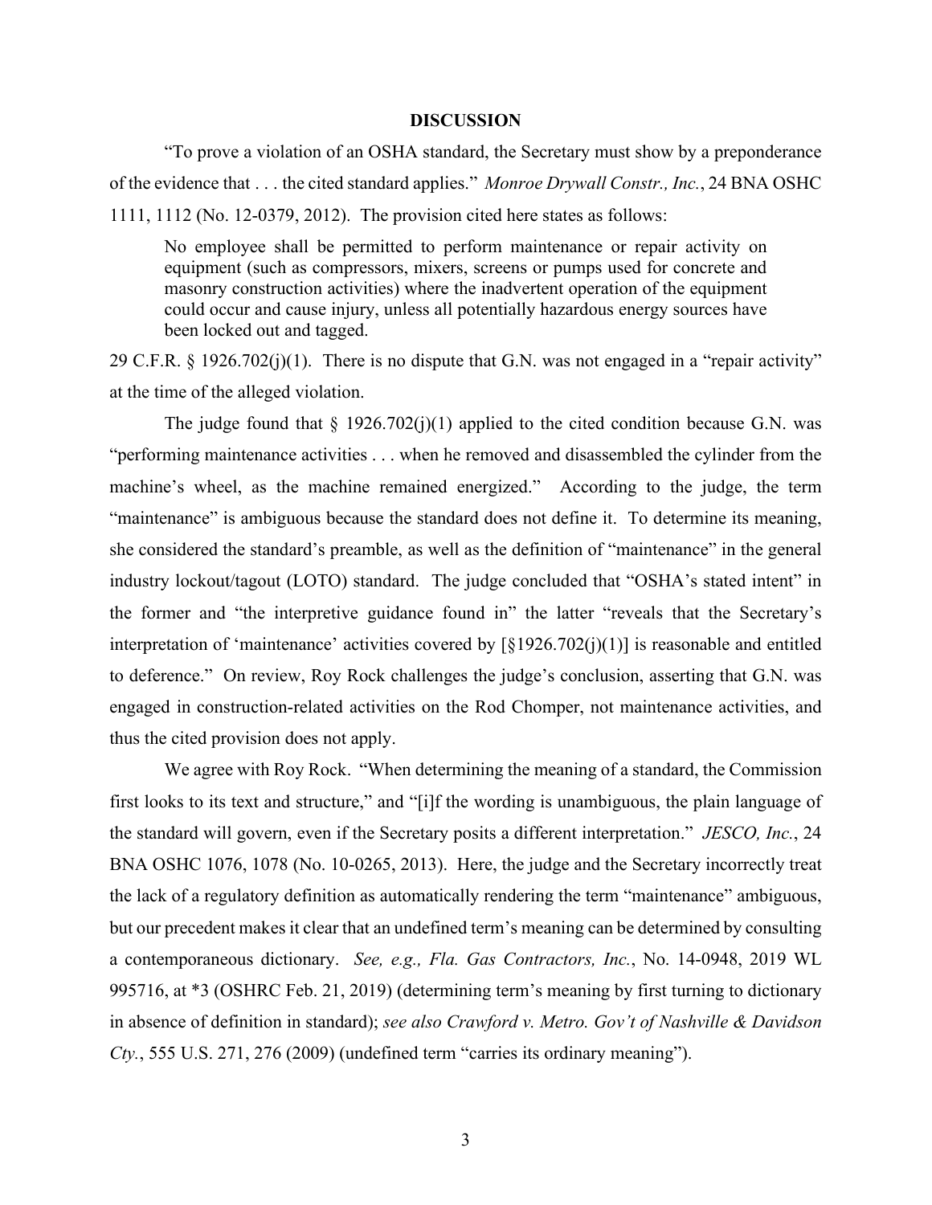## DISCUSSION

"To prove a violation of an OSHA standard, the Secretary must show by a preponderance of the evidence that . . . the cited standard applies." *Monroe Drywall Constr., Inc.*, 24 BNA OSHC 1111, 1112 (No. 12-0379, 2012). The provision cited here states as follows:

> No employee shall be permitted to perform maintenance or repair activity on equipment (such as compressors, mixers, screens or pumps used for concrete and masonry construction activities) where the inadvertent operation of the equipment could occur and cause injury, unless all potentially hazardous energy sources have been locked out and tagged.

29 C.F.R. § 1926.702(j)(1). There is no dispute that G.N. was not engaged in a "repair activity" at the time of the alleged violation.

The judge found that § 1926.702(j)(1) applied to the cited condition because G.N. was "performing maintenance activities . . . when he removed and disassembled the cylinder from the machine's wheel, as the machine remained energized." According to the judge, the term "maintenance" is ambiguous because the standard does not define it. To determine its meaning, she considered the standard's preamble, as well as the definition of "maintenance" in the general industry lockout/tagout (LOTO) standard. The judge concluded that "OSHA's stated intent" in the former and "the interpretive guidance found in" the latter "reveals that the Secretary's interpretation of 'maintenance' activities covered by [§1926.702(j)(1)] is reasonable and entitled to deference." On review, Roy Rock challenges the judge's conclusion, asserting that G.N. was engaged in construction-related activities on the Rod Chomper, not maintenance activities, and thus the cited provision does not apply.

We agree with Roy Rock. "When determining the meaning of a standard, the Commission first looks to its text and structure," and "[i]f the wording is unambiguous, the plain language of the standard will govern, even if the Secretary posits a different interpretation." *JESCO, Inc.*, 24 BNA OSHC 1076, 1078 (No. 10-0265, 2013). Here, the judge and the Secretary incorrectly treat the lack of a regulatory definition as automatically rendering the term "maintenance" ambiguous, but our precedent makes it clear that an undefined term's meaning can be determined by consulting a contemporaneous dictionary. *See, e.g., Fla. Gas Contractors, Inc.*, No. 14-0948, 2019 WL 995716, at *3 (OSHRC Feb. 21, 2019) (determining term's meaning by first turning to dictionary in absence of definition in standard); *see also Crawford v. Metro. Gov't of Nashville & Davidson Cty.*, 555 U.S. 271, 276 (2009) (undefined term "carries its ordinary meaning").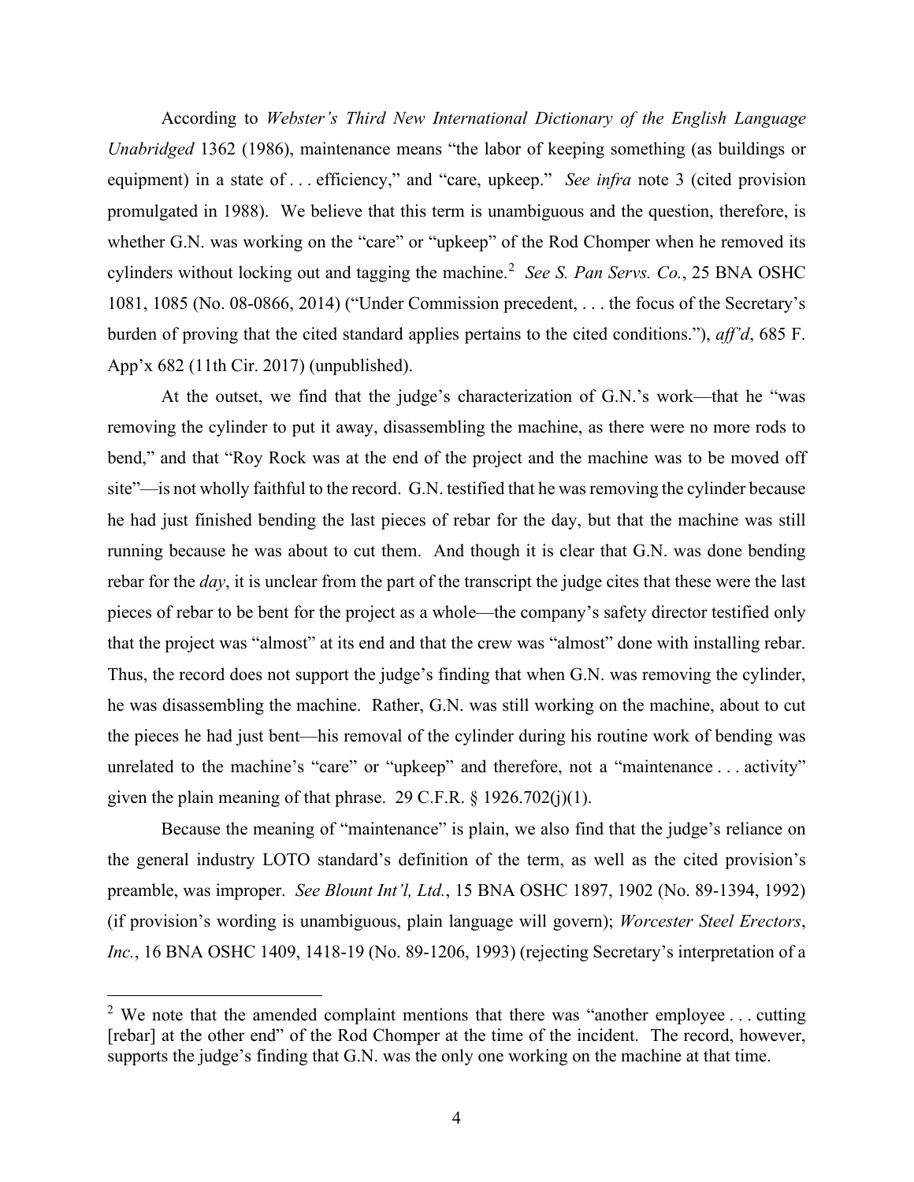According to *Webster's Third New International Dictionary of the English Language Unabridged* 1362 (1986), maintenance means "the labor of keeping something (as buildings or equipment) in a state of . . . efficiency," and "care, upkeep." *See infra* note 3 (cited provision promulgated in 1988). We believe that this term is unambiguous and the question, therefore, is whether G.N. was working on the "care" or "upkeep" of the Rod Chomper when he removed its cylinders without locking out and tagging the machine.[2] *See S. Pan Servs. Co.*, 25 BNA OSHC 1081, 1085 (No. 08-0866, 2014) ("Under Commission precedent, . . . the focus of the Secretary's burden of proving that the cited standard applies pertains to the cited conditions."), *aff'd*, 685 F. App'x 682 (11th Cir. 2017) (unpublished).

At the outset, we find that the judge's characterization of G.N.'s work—that he "was removing the cylinder to put it away, disassembling the machine, as there were no more rods to bend," and that "Roy Rock was at the end of the project and the machine was to be moved off site"—is not wholly faithful to the record. G.N. testified that he was removing the cylinder because he had just finished bending the last pieces of rebar for the day, but that the machine was still running because he was about to cut them. And though it is clear that G.N. was done bending rebar for the *day*, it is unclear from the part of the transcript the judge cites that these were the last pieces of rebar to be bent for the project as a whole—the company's safety director testified only that the project was "almost" at its end and that the crew was "almost" done with installing rebar. Thus, the record does not support the judge's finding that when G.N. was removing the cylinder, he was disassembling the machine. Rather, G.N. was still working on the machine, about to cut the pieces he had just bent—his removal of the cylinder during his routine work of bending was unrelated to the machine's "care" or "upkeep" and therefore, not a "maintenance . . . activity" given the plain meaning of that phrase. 29 C.F.R. § 1926.702(j)(1).

Because the meaning of "maintenance" is plain, we also find that the judge's reliance on the general industry LOTO standard's definition of the term, as well as the cited provision's preamble, was improper. *See Blount Int'l, Ltd.*, 15 BNA OSHC 1897, 1902 (No. 89-1394, 1992) (if provision's wording is unambiguous, plain language will govern); *Worcester Steel Erectors, Inc.*, 16 BNA OSHC 1409, 1418-19 (No. 89-1206, 1993) (rejecting Secretary's interpretation of a

---

[2] We note that the amended complaint mentions that there was "another employee . . . cutting [rebar] at the other end" of the Rod Chomper at the time of the incident. The record, however, supports the judge's finding that G.N. was the only one working on the machine at that time.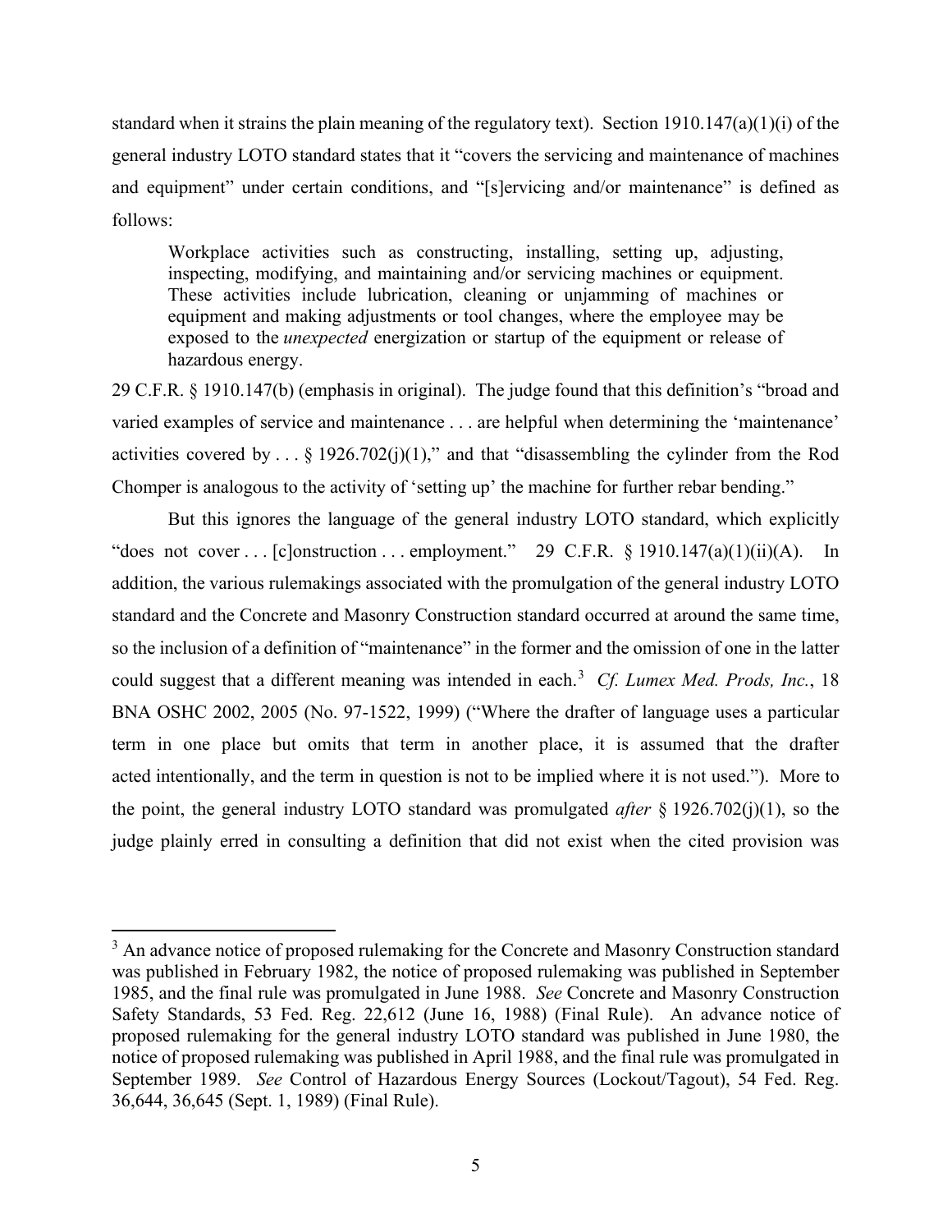standard when it strains the plain meaning of the regulatory text). Section 1910.147(a)(1)(i) of the general industry LOTO standard states that it "covers the servicing and maintenance of machines and equipment" under certain conditions, and "[s]ervicing and/or maintenance" is defined as follows:

> Workplace activities such as constructing, installing, setting up, adjusting, inspecting, modifying, and maintaining and/or servicing machines or equipment. These activities include lubrication, cleaning or unjamming of machines or equipment and making adjustments or tool changes, where the employee may be exposed to the *unexpected* energization or startup of the equipment or release of hazardous energy.

29 C.F.R. § 1910.147(b) (emphasis in original). The judge found that this definition's "broad and varied examples of service and maintenance . . . are helpful when determining the 'maintenance' activities covered by . . . § 1926.702(j)(1)," and that "disassembling the cylinder from the Rod Chomper is analogous to the activity of 'setting up' the machine for further rebar bending."

But this ignores the language of the general industry LOTO standard, which explicitly "does not cover . . . [c]onstruction . . . employment." 29 C.F.R. § 1910.147(a)(1)(ii)(A). In addition, the various rulemakings associated with the promulgation of the general industry LOTO standard and the Concrete and Masonry Construction standard occurred at around the same time, so the inclusion of a definition of "maintenance" in the former and the omission of one in the latter could suggest that a different meaning was intended in each.[3] *Cf. Lumex Med. Prods, Inc.*, 18 BNA OSHC 2002, 2005 (No. 97-1522, 1999) ("Where the drafter of language uses a particular term in one place but omits that term in another place, it is assumed that the drafter acted intentionally, and the term in question is not to be implied where it is not used."). More to the point, the general industry LOTO standard was promulgated *after* § 1926.702(j)(1), so the judge plainly erred in consulting a definition that did not exist when the cited provision was

[3] An advance notice of proposed rulemaking for the Concrete and Masonry Construction standard was published in February 1982, the notice of proposed rulemaking was published in September 1985, and the final rule was promulgated in June 1988. *See* Concrete and Masonry Construction Safety Standards, 53 Fed. Reg. 22,612 (June 16, 1988) (Final Rule). An advance notice of proposed rulemaking for the general industry LOTO standard was published in June 1980, the notice of proposed rulemaking was published in April 1988, and the final rule was promulgated in September 1989. *See* Control of Hazardous Energy Sources (Lockout/Tagout), 54 Fed. Reg. 36,644, 36,645 (Sept. 1, 1989) (Final Rule).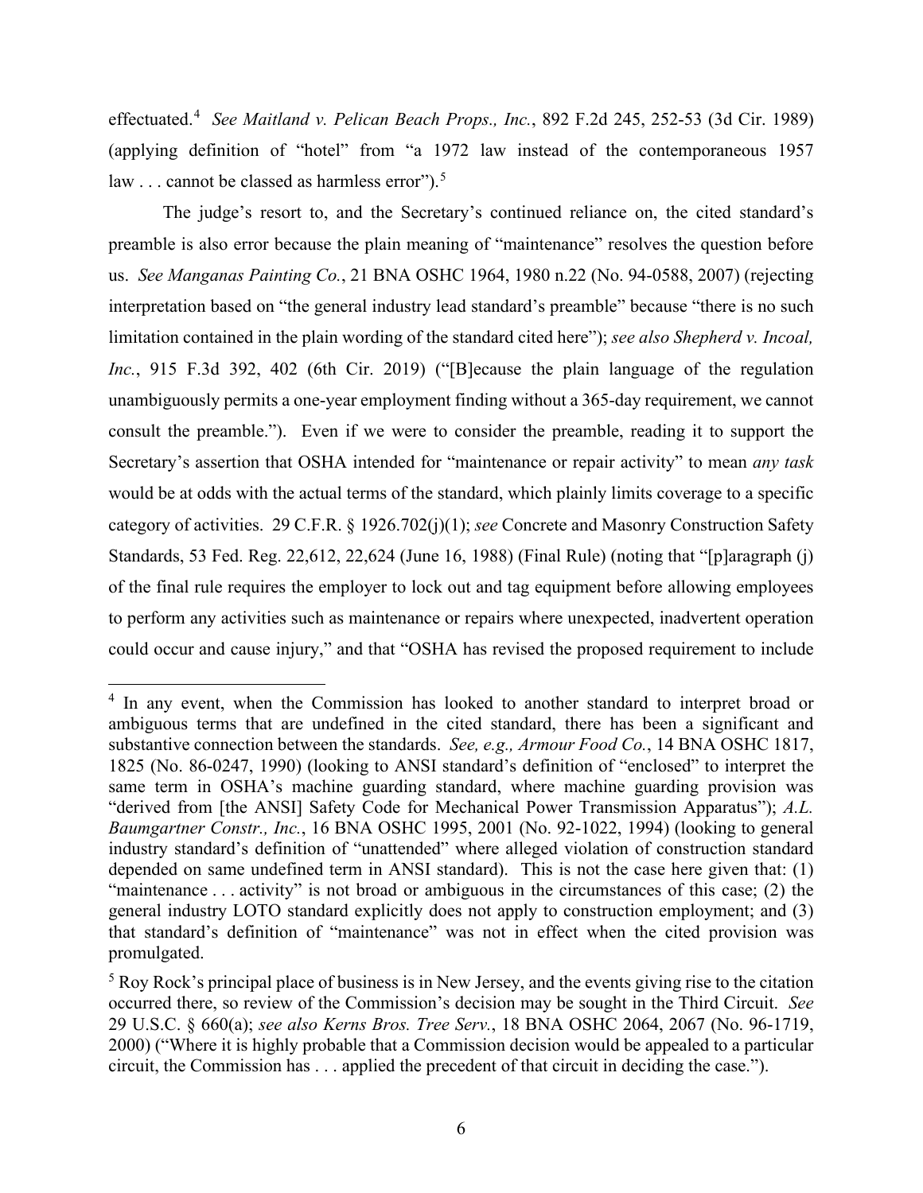effectuated.[4] *See Maitland v. Pelican Beach Props., Inc.*, 892 F.2d 245, 252-53 (3d Cir. 1989) (applying definition of "hotel" from "a 1972 law instead of the contemporaneous 1957 law . . . cannot be classed as harmless error").[5]

The judge's resort to, and the Secretary's continued reliance on, the cited standard's preamble is also error because the plain meaning of "maintenance" resolves the question before us. *See Manganas Painting Co.*, 21 BNA OSHC 1964, 1980 n.22 (No. 94-0588, 2007) (rejecting interpretation based on "the general industry lead standard's preamble" because "there is no such limitation contained in the plain wording of the standard cited here"); *see also Shepherd v. Incoal, Inc.*, 915 F.3d 392, 402 (6th Cir. 2019) ("[B]ecause the plain language of the regulation unambiguously permits a one-year employment finding without a 365-day requirement, we cannot consult the preamble."). Even if we were to consider the preamble, reading it to support the Secretary's assertion that OSHA intended for "maintenance or repair activity" to mean *any task* would be at odds with the actual terms of the standard, which plainly limits coverage to a specific category of activities. 29 C.F.R. § 1926.702(j)(1); *see* Concrete and Masonry Construction Safety Standards, 53 Fed. Reg. 22,612, 22,624 (June 16, 1988) (Final Rule) (noting that "[p]aragraph (j) of the final rule requires the employer to lock out and tag equipment before allowing employees to perform any activities such as maintenance or repairs where unexpected, inadvertent operation could occur and cause injury," and that "OSHA has revised the proposed requirement to include

---

[4] In any event, when the Commission has looked to another standard to interpret broad or ambiguous terms that are undefined in the cited standard, there has been a significant and substantive connection between the standards. *See, e.g., Armour Food Co.*, 14 BNA OSHC 1817, 1825 (No. 86-0247, 1990) (looking to ANSI standard's definition of "enclosed" to interpret the same term in OSHA's machine guarding standard, where machine guarding provision was "derived from [the ANSI] Safety Code for Mechanical Power Transmission Apparatus"); *A.L. Baumgartner Constr., Inc.*, 16 BNA OSHC 1995, 2001 (No. 92-1022, 1994) (looking to general industry standard's definition of "unattended" where alleged violation of construction standard depended on same undefined term in ANSI standard). This is not the case here given that: (1) "maintenance . . . activity" is not broad or ambiguous in the circumstances of this case; (2) the general industry LOTO standard explicitly does not apply to construction employment; and (3) that standard's definition of "maintenance" was not in effect when the cited provision was promulgated.

[5] Roy Rock's principal place of business is in New Jersey, and the events giving rise to the citation occurred there, so review of the Commission's decision may be sought in the Third Circuit. *See* 29 U.S.C. § 660(a); *see also Kerns Bros. Tree Serv.*, 18 BNA OSHC 2064, 2067 (No. 96-1719, 2000) ("Where it is highly probable that a Commission decision would be appealed to a particular circuit, the Commission has . . . applied the precedent of that circuit in deciding the case.").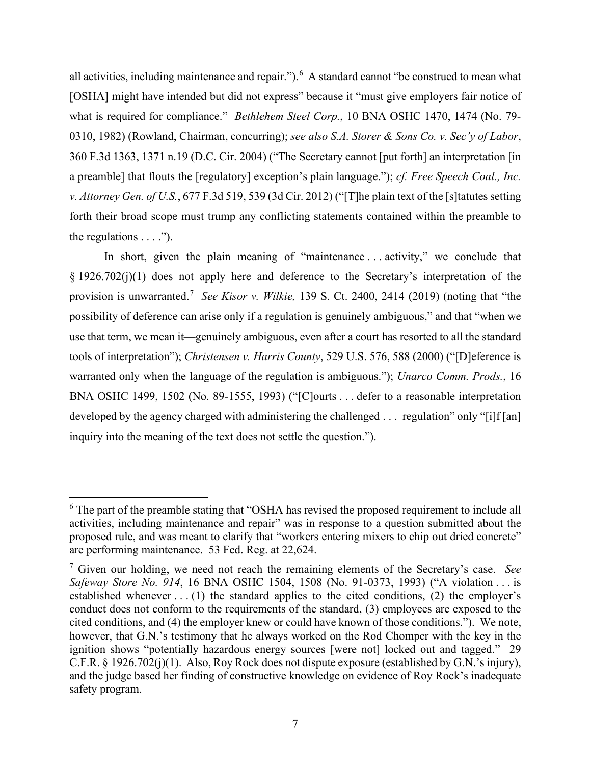all activities, including maintenance and repair.").[6] A standard cannot "be construed to mean what [OSHA] might have intended but did not express" because it "must give employers fair notice of what is required for compliance." *Bethlehem Steel Corp.*, 10 BNA OSHC 1470, 1474 (No. 79-0310, 1982) (Rowland, Chairman, concurring); *see also S.A. Storer & Sons Co. v. Sec'y of Labor*, 360 F.3d 1363, 1371 n.19 (D.C. Cir. 2004) ("The Secretary cannot [put forth] an interpretation [in a preamble] that flouts the [regulatory] exception's plain language."); *cf. Free Speech Coal., Inc. v. Attorney Gen. of U.S.*, 677 F.3d 519, 539 (3d Cir. 2012) ("[T]he plain text of the [s]tatutes setting forth their broad scope must trump any conflicting statements contained within the preamble to the regulations . . . .").

In short, given the plain meaning of "maintenance . . . activity," we conclude that § 1926.702(j)(1) does not apply here and deference to the Secretary's interpretation of the provision is unwarranted.[7] *See Kisor v. Wilkie,* 139 S. Ct. 2400, 2414 (2019) (noting that "the possibility of deference can arise only if a regulation is genuinely ambiguous," and that "when we use that term, we mean it—genuinely ambiguous, even after a court has resorted to all the standard tools of interpretation"); *Christensen v. Harris County*, 529 U.S. 576, 588 (2000) ("[D]eference is warranted only when the language of the regulation is ambiguous."); *Unarco Comm. Prods.*, 16 BNA OSHC 1499, 1502 (No. 89-1555, 1993) ("[C]ourts . . . defer to a reasonable interpretation developed by the agency charged with administering the challenged . . . regulation" only "[i]f [an] inquiry into the meaning of the text does not settle the question.").

---

[6] The part of the preamble stating that "OSHA has revised the proposed requirement to include all activities, including maintenance and repair" was in response to a question submitted about the proposed rule, and was meant to clarify that "workers entering mixers to chip out dried concrete" are performing maintenance. 53 Fed. Reg. at 22,624.

[7] Given our holding, we need not reach the remaining elements of the Secretary's case. *See Safeway Store No. 914*, 16 BNA OSHC 1504, 1508 (No. 91-0373, 1993) ("A violation . . . is established whenever . . . (1) the standard applies to the cited conditions, (2) the employer's conduct does not conform to the requirements of the standard, (3) employees are exposed to the cited conditions, and (4) the employer knew or could have known of those conditions."). We note, however, that G.N.'s testimony that he always worked on the Rod Chomper with the key in the ignition shows "potentially hazardous energy sources [were not] locked out and tagged." 29 C.F.R. § 1926.702(j)(1). Also, Roy Rock does not dispute exposure (established by G.N.'s injury), and the judge based her finding of constructive knowledge on evidence of Roy Rock's inadequate safety program.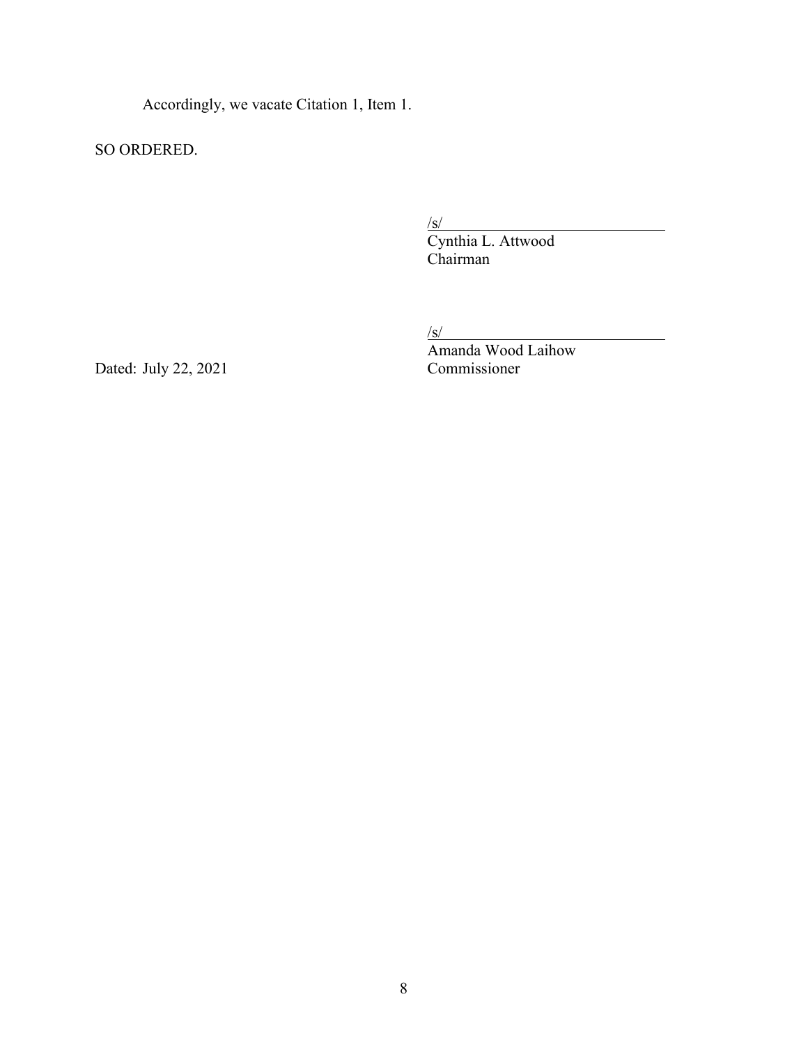Accordingly, we vacate Citation 1, Item 1.

SO ORDERED.

/s/
Cynthia L. Attwood
Chairman

/s/
Amanda Wood Laihow
Commissioner

Dated: July 22, 2021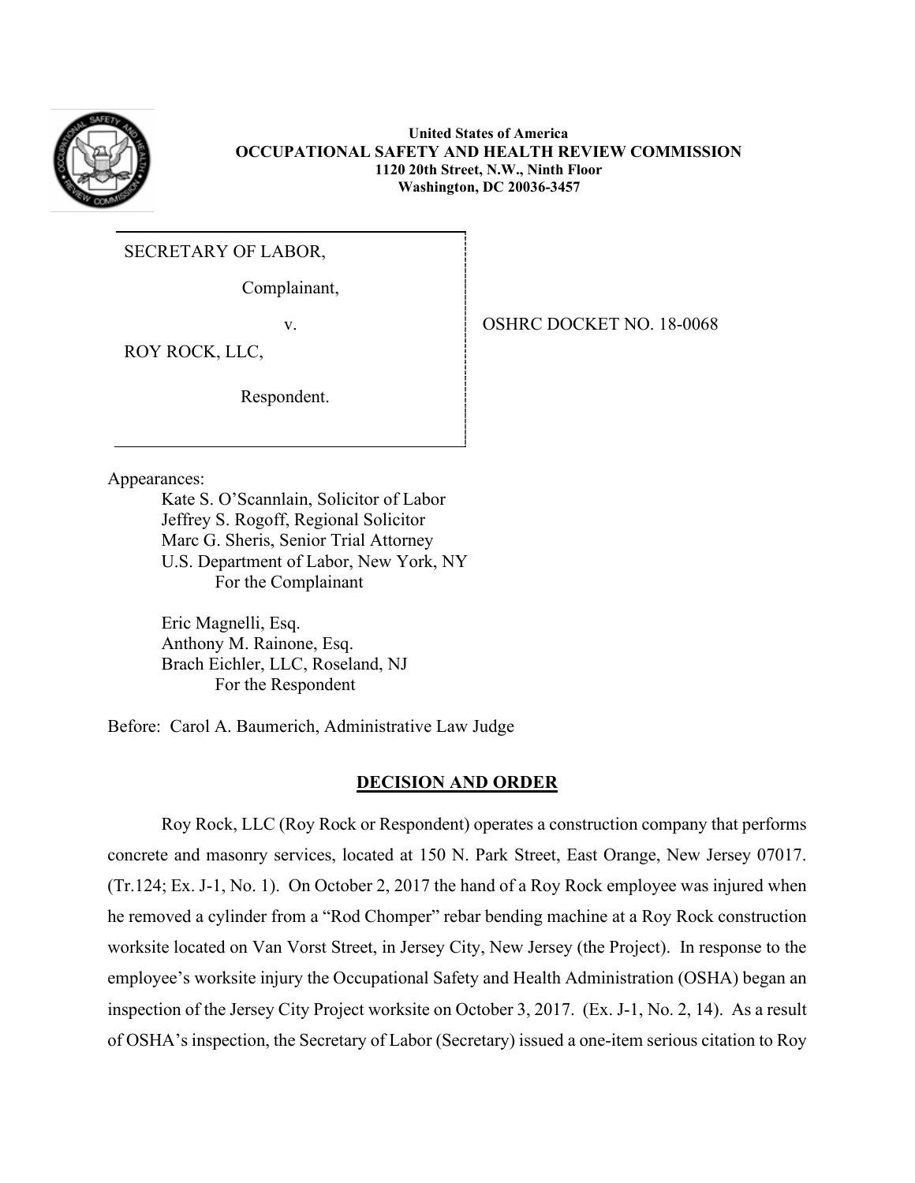**United States of America**
**OCCUPATIONAL SAFETY AND HEALTH REVIEW COMMISSION**
**1120 20th Street, N.W., Ninth Floor**
**Washington, DC 20036-3457**

SECRETARY OF LABOR,

Complainant,

v.

ROY ROCK, LLC,

Respondent.

OSHRC DOCKET NO. 18-0068

Appearances:

Kate S. O'Scannlain, Solicitor of Labor
Jeffrey S. Rogoff, Regional Solicitor
Marc G. Sheris, Senior Trial Attorney
U.S. Department of Labor, New York, NY
For the Complainant

Eric Magnelli, Esq.
Anthony M. Rainone, Esq.
Brach Eichler, LLC, Roseland, NJ
For the Respondent

Before: Carol A. Baumerich, Administrative Law Judge

## DECISION AND ORDER

Roy Rock, LLC (Roy Rock or Respondent) operates a construction company that performs concrete and masonry services, located at 150 N. Park Street, East Orange, New Jersey 07017. (Tr.124; Ex. J-1, No. 1). On October 2, 2017 the hand of a Roy Rock employee was injured when he removed a cylinder from a "Rod Chomper" rebar bending machine at a Roy Rock construction worksite located on Van Vorst Street, in Jersey City, New Jersey (the Project). In response to the employee's worksite injury the Occupational Safety and Health Administration (OSHA) began an inspection of the Jersey City Project worksite on October 3, 2017. (Ex. J-1, No. 2, 14). As a result of OSHA's inspection, the Secretary of Labor (Secretary) issued a one-item serious citation to Roy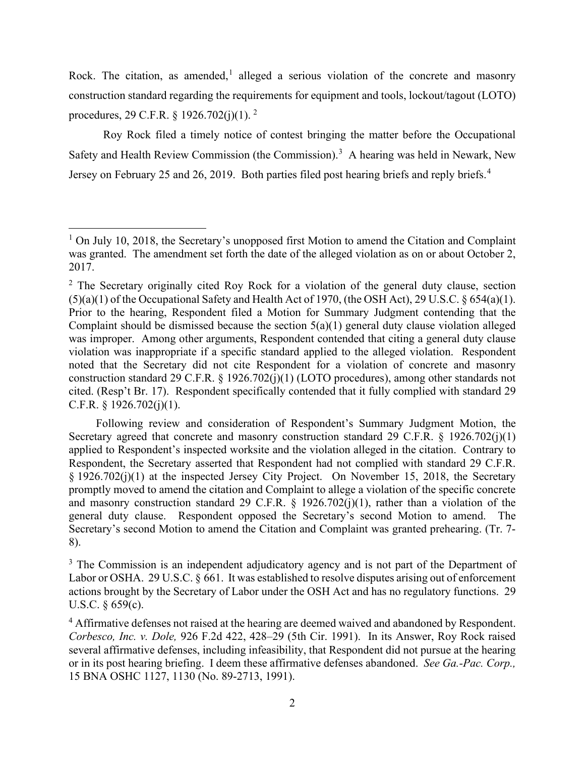Rock. The citation, as amended,[1] alleged a serious violation of the concrete and masonry construction standard regarding the requirements for equipment and tools, lockout/tagout (LOTO) procedures, 29 C.F.R. § 1926.702(j)(1). [2]

Roy Rock filed a timely notice of contest bringing the matter before the Occupational Safety and Health Review Commission (the Commission).[3] A hearing was held in Newark, New Jersey on February 25 and 26, 2019. Both parties filed post hearing briefs and reply briefs.[4]

---

[1] On July 10, 2018, the Secretary's unopposed first Motion to amend the Citation and Complaint was granted. The amendment set forth the date of the alleged violation as on or about October 2, 2017.

[2] The Secretary originally cited Roy Rock for a violation of the general duty clause, section (5)(a)(1) of the Occupational Safety and Health Act of 1970, (the OSH Act), 29 U.S.C. § 654(a)(1). Prior to the hearing, Respondent filed a Motion for Summary Judgment contending that the Complaint should be dismissed because the section 5(a)(1) general duty clause violation alleged was improper. Among other arguments, Respondent contended that citing a general duty clause violation was inappropriate if a specific standard applied to the alleged violation. Respondent noted that the Secretary did not cite Respondent for a violation of concrete and masonry construction standard 29 C.F.R. § 1926.702(j)(1) (LOTO procedures), among other standards not cited. (Resp't Br. 17). Respondent specifically contended that it fully complied with standard 29 C.F.R. § 1926.702(j)(1).

Following review and consideration of Respondent's Summary Judgment Motion, the Secretary agreed that concrete and masonry construction standard 29 C.F.R. § 1926.702(j)(1) applied to Respondent's inspected worksite and the violation alleged in the citation. Contrary to Respondent, the Secretary asserted that Respondent had not complied with standard 29 C.F.R. § 1926.702(j)(1) at the inspected Jersey City Project. On November 15, 2018, the Secretary promptly moved to amend the citation and Complaint to allege a violation of the specific concrete and masonry construction standard 29 C.F.R. § 1926.702(j)(1), rather than a violation of the general duty clause. Respondent opposed the Secretary's second Motion to amend. The Secretary's second Motion to amend the Citation and Complaint was granted prehearing. (Tr. 7-8).

[3] The Commission is an independent adjudicatory agency and is not part of the Department of Labor or OSHA. 29 U.S.C. § 661. It was established to resolve disputes arising out of enforcement actions brought by the Secretary of Labor under the OSH Act and has no regulatory functions. 29 U.S.C. § 659(c).

[4] Affirmative defenses not raised at the hearing are deemed waived and abandoned by Respondent. *Corbesco, Inc. v. Dole,* 926 F.2d 422, 428–29 (5th Cir. 1991). In its Answer, Roy Rock raised several affirmative defenses, including infeasibility, that Respondent did not pursue at the hearing or in its post hearing briefing. I deem these affirmative defenses abandoned. *See Ga.-Pac. Corp.,* 15 BNA OSHC 1127, 1130 (No. 89-2713, 1991).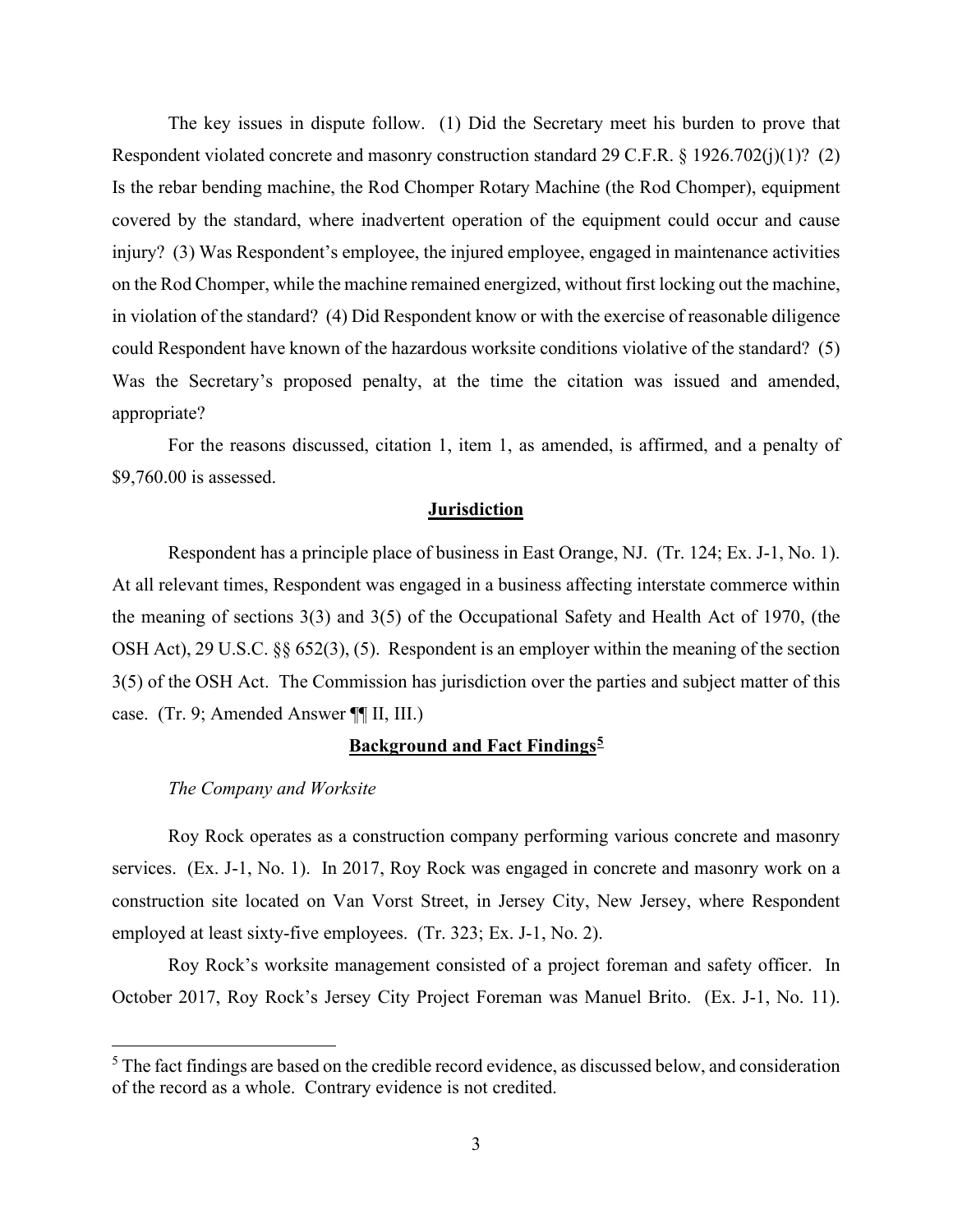The key issues in dispute follow. (1) Did the Secretary meet his burden to prove that Respondent violated concrete and masonry construction standard 29 C.F.R. § 1926.702(j)(1)? (2) Is the rebar bending machine, the Rod Chomper Rotary Machine (the Rod Chomper), equipment covered by the standard, where inadvertent operation of the equipment could occur and cause injury? (3) Was Respondent's employee, the injured employee, engaged in maintenance activities on the Rod Chomper, while the machine remained energized, without first locking out the machine, in violation of the standard? (4) Did Respondent know or with the exercise of reasonable diligence could Respondent have known of the hazardous worksite conditions violative of the standard? (5) Was the Secretary's proposed penalty, at the time the citation was issued and amended, appropriate?

For the reasons discussed, citation 1, item 1, as amended, is affirmed, and a penalty of $9,760.00 is assessed.

## Jurisdiction

Respondent has a principle place of business in East Orange, NJ. (Tr. 124; Ex. J-1, No. 1). At all relevant times, Respondent was engaged in a business affecting interstate commerce within the meaning of sections 3(3) and 3(5) of the Occupational Safety and Health Act of 1970, (the OSH Act), 29 U.S.C. §§ 652(3), (5). Respondent is an employer within the meaning of the section 3(5) of the OSH Act. The Commission has jurisdiction over the parties and subject matter of this case. (Tr. 9; Amended Answer ¶¶ II, III.)

## Background and Fact Findings[5]

*The Company and Worksite*

Roy Rock operates as a construction company performing various concrete and masonry services. (Ex. J-1, No. 1). In 2017, Roy Rock was engaged in concrete and masonry work on a construction site located on Van Vorst Street, in Jersey City, New Jersey, where Respondent employed at least sixty-five employees. (Tr. 323; Ex. J-1, No. 2).

Roy Rock's worksite management consisted of a project foreman and safety officer. In October 2017, Roy Rock's Jersey City Project Foreman was Manuel Brito. (Ex. J-1, No. 11).

[5] The fact findings are based on the credible record evidence, as discussed below, and consideration of the record as a whole. Contrary evidence is not credited.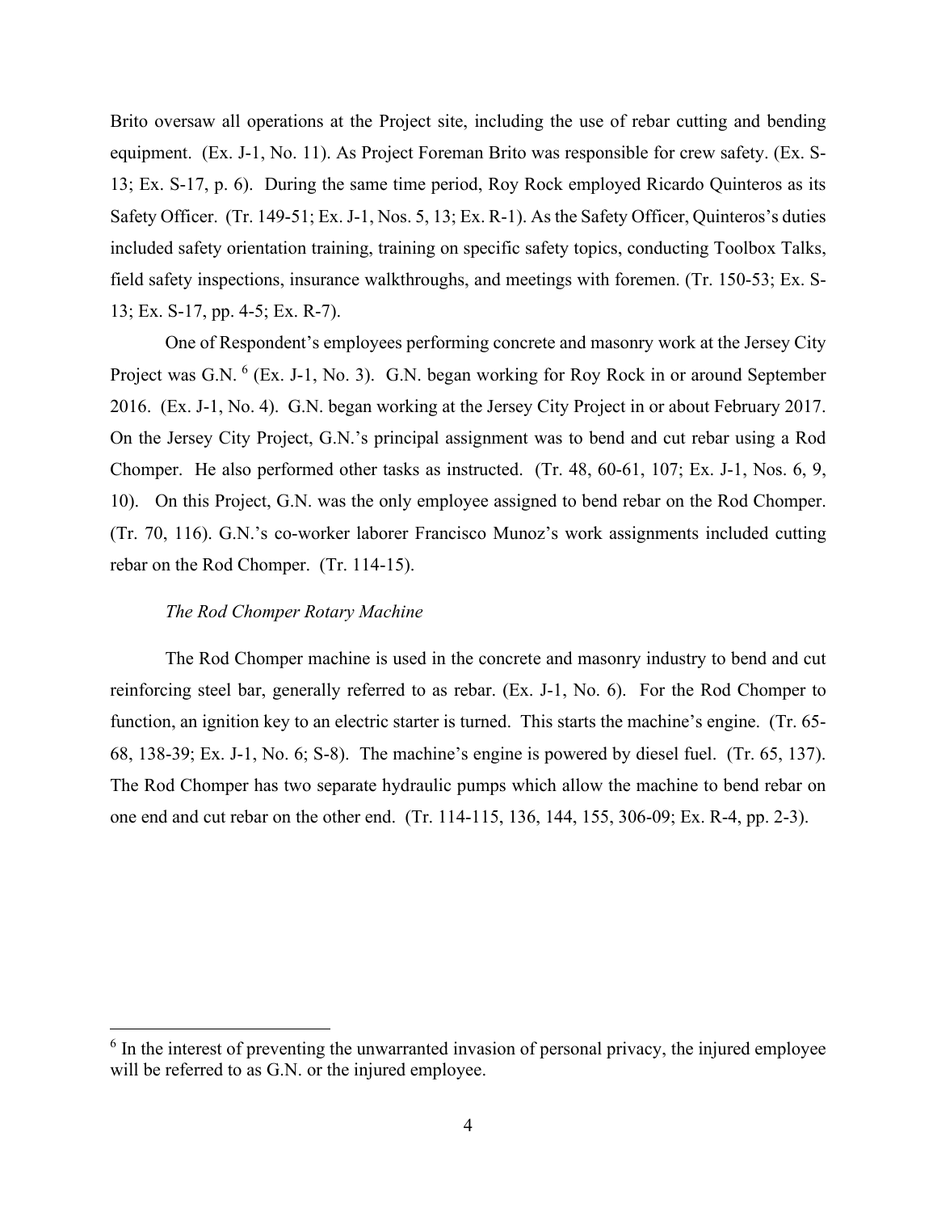Brito oversaw all operations at the Project site, including the use of rebar cutting and bending equipment. (Ex. J-1, No. 11). As Project Foreman Brito was responsible for crew safety. (Ex. S-13; Ex. S-17, p. 6). During the same time period, Roy Rock employed Ricardo Quinteros as its Safety Officer. (Tr. 149-51; Ex. J-1, Nos. 5, 13; Ex. R-1). As the Safety Officer, Quinteros's duties included safety orientation training, training on specific safety topics, conducting Toolbox Talks, field safety inspections, insurance walkthroughs, and meetings with foremen. (Tr. 150-53; Ex. S-13; Ex. S-17, pp. 4-5; Ex. R-7).

One of Respondent's employees performing concrete and masonry work at the Jersey City Project was G.N. [6] (Ex. J-1, No. 3). G.N. began working for Roy Rock in or around September 2016. (Ex. J-1, No. 4). G.N. began working at the Jersey City Project in or about February 2017. On the Jersey City Project, G.N.'s principal assignment was to bend and cut rebar using a Rod Chomper. He also performed other tasks as instructed. (Tr. 48, 60-61, 107; Ex. J-1, Nos. 6, 9, 10). On this Project, G.N. was the only employee assigned to bend rebar on the Rod Chomper. (Tr. 70, 116). G.N.'s co-worker laborer Francisco Munoz's work assignments included cutting rebar on the Rod Chomper. (Tr. 114-15).

*The Rod Chomper Rotary Machine*

The Rod Chomper machine is used in the concrete and masonry industry to bend and cut reinforcing steel bar, generally referred to as rebar. (Ex. J-1, No. 6). For the Rod Chomper to function, an ignition key to an electric starter is turned. This starts the machine's engine. (Tr. 65-68, 138-39; Ex. J-1, No. 6; S-8). The machine's engine is powered by diesel fuel. (Tr. 65, 137). The Rod Chomper has two separate hydraulic pumps which allow the machine to bend rebar on one end and cut rebar on the other end. (Tr. 114-115, 136, 144, 155, 306-09; Ex. R-4, pp. 2-3).

[6] In the interest of preventing the unwarranted invasion of personal privacy, the injured employee will be referred to as G.N. or the injured employee.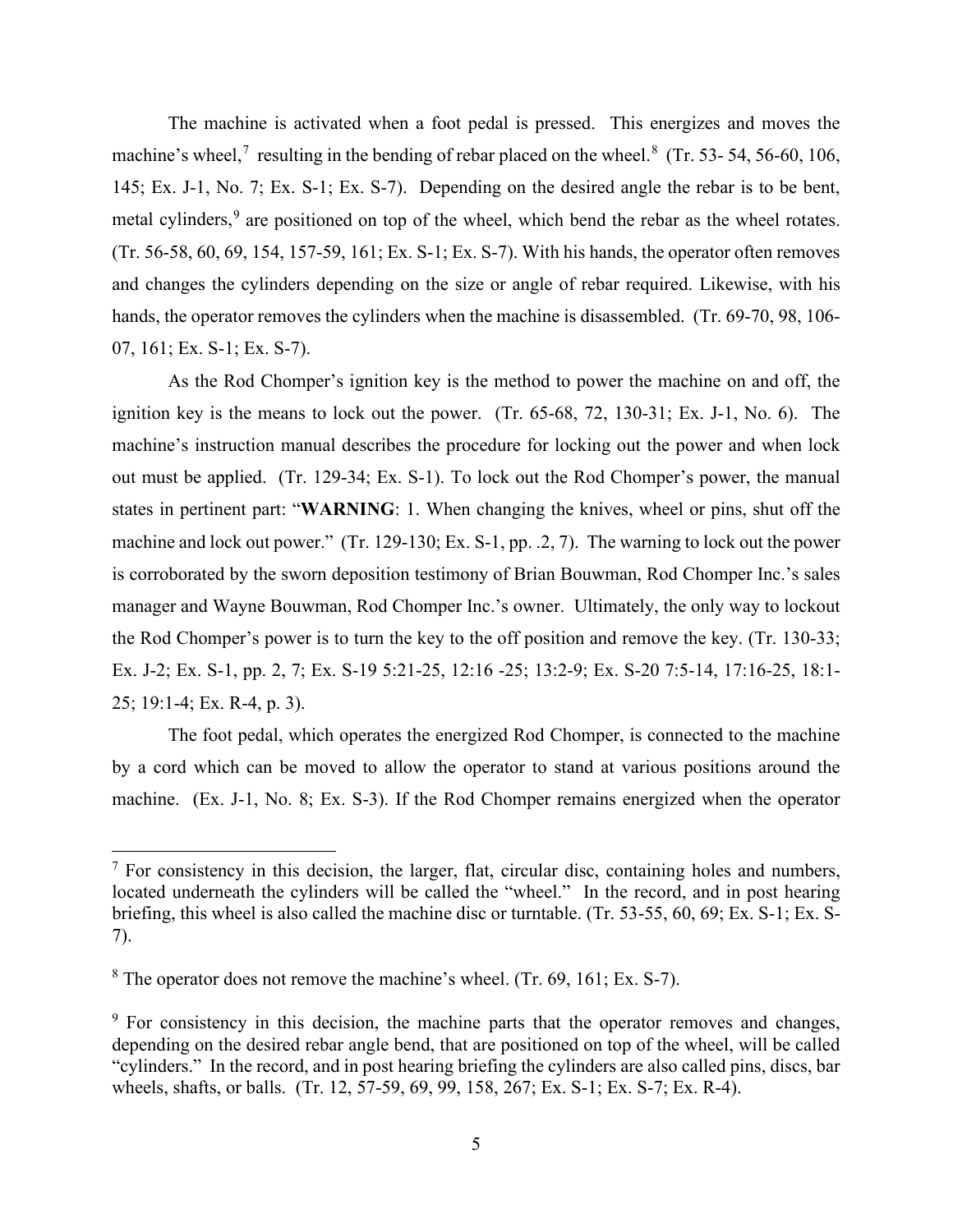The machine is activated when a foot pedal is pressed. This energizes and moves the machine's wheel,[7] resulting in the bending of rebar placed on the wheel.[8] (Tr. 53- 54, 56-60, 106, 145; Ex. J-1, No. 7; Ex. S-1; Ex. S-7). Depending on the desired angle the rebar is to be bent, metal cylinders,[9] are positioned on top of the wheel, which bend the rebar as the wheel rotates. (Tr. 56-58, 60, 69, 154, 157-59, 161; Ex. S-1; Ex. S-7). With his hands, the operator often removes and changes the cylinders depending on the size or angle of rebar required. Likewise, with his hands, the operator removes the cylinders when the machine is disassembled. (Tr. 69-70, 98, 106-07, 161; Ex. S-1; Ex. S-7).

As the Rod Chomper's ignition key is the method to power the machine on and off, the ignition key is the means to lock out the power. (Tr. 65-68, 72, 130-31; Ex. J-1, No. 6). The machine's instruction manual describes the procedure for locking out the power and when lock out must be applied. (Tr. 129-34; Ex. S-1). To lock out the Rod Chomper's power, the manual states in pertinent part: "**WARNING**: 1. When changing the knives, wheel or pins, shut off the machine and lock out power." (Tr. 129-130; Ex. S-1, pp. .2, 7). The warning to lock out the power is corroborated by the sworn deposition testimony of Brian Bouwman, Rod Chomper Inc.'s sales manager and Wayne Bouwman, Rod Chomper Inc.'s owner. Ultimately, the only way to lockout the Rod Chomper's power is to turn the key to the off position and remove the key. (Tr. 130-33; Ex. J-2; Ex. S-1, pp. 2, 7; Ex. S-19 5:21-25, 12:16 -25; 13:2-9; Ex. S-20 7:5-14, 17:16-25, 18:1-25; 19:1-4; Ex. R-4, p. 3).

The foot pedal, which operates the energized Rod Chomper, is connected to the machine by a cord which can be moved to allow the operator to stand at various positions around the machine. (Ex. J-1, No. 8; Ex. S-3). If the Rod Chomper remains energized when the operator

---

[7] For consistency in this decision, the larger, flat, circular disc, containing holes and numbers, located underneath the cylinders will be called the "wheel." In the record, and in post hearing briefing, this wheel is also called the machine disc or turntable. (Tr. 53-55, 60, 69; Ex. S-1; Ex. S-7).

[8] The operator does not remove the machine's wheel. (Tr. 69, 161; Ex. S-7).

[9] For consistency in this decision, the machine parts that the operator removes and changes, depending on the desired rebar angle bend, that are positioned on top of the wheel, will be called "cylinders." In the record, and in post hearing briefing the cylinders are also called pins, discs, bar wheels, shafts, or balls. (Tr. 12, 57-59, 69, 99, 158, 267; Ex. S-1; Ex. S-7; Ex. R-4).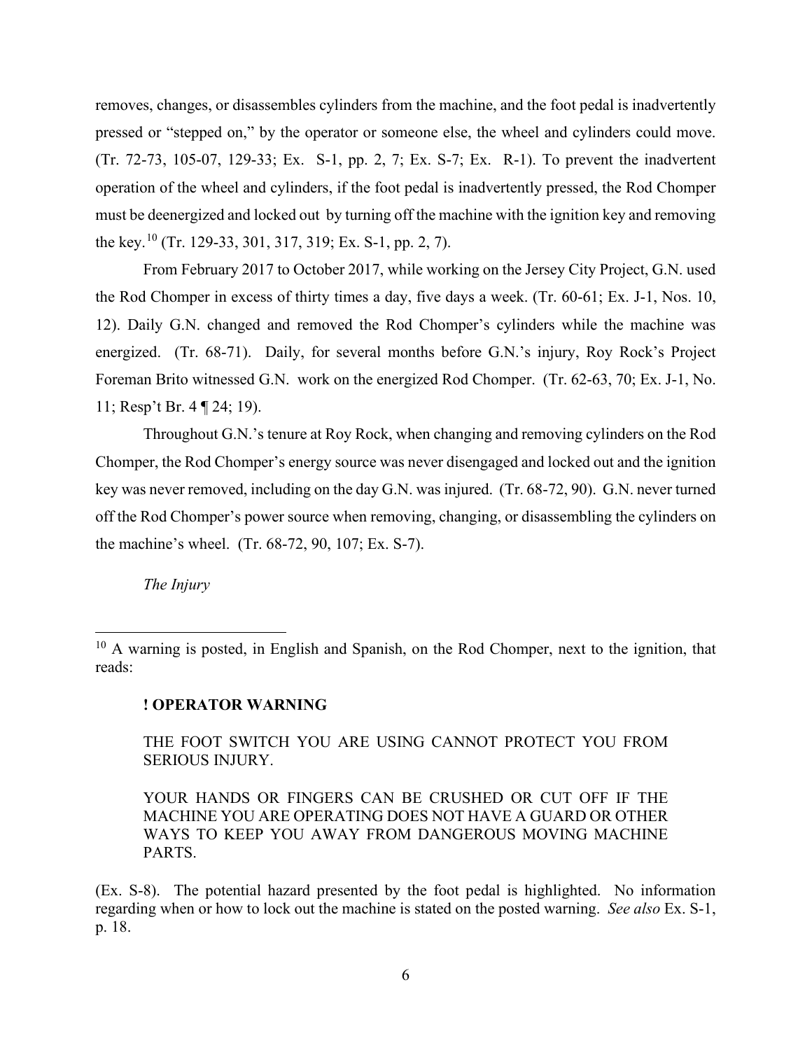removes, changes, or disassembles cylinders from the machine, and the foot pedal is inadvertently pressed or "stepped on," by the operator or someone else, the wheel and cylinders could move. (Tr. 72-73, 105-07, 129-33; Ex. S-1, pp. 2, 7; Ex. S-7; Ex. R-1). To prevent the inadvertent operation of the wheel and cylinders, if the foot pedal is inadvertently pressed, the Rod Chomper must be deenergized and locked out by turning off the machine with the ignition key and removing the key.[10] (Tr. 129-33, 301, 317, 319; Ex. S-1, pp. 2, 7).

From February 2017 to October 2017, while working on the Jersey City Project, G.N. used the Rod Chomper in excess of thirty times a day, five days a week. (Tr. 60-61; Ex. J-1, Nos. 10, 12). Daily G.N. changed and removed the Rod Chomper's cylinders while the machine was energized. (Tr. 68-71). Daily, for several months before G.N.'s injury, Roy Rock's Project Foreman Brito witnessed G.N. work on the energized Rod Chomper. (Tr. 62-63, 70; Ex. J-1, No. 11; Resp't Br. 4 ¶ 24; 19).

Throughout G.N.'s tenure at Roy Rock, when changing and removing cylinders on the Rod Chomper, the Rod Chomper's energy source was never disengaged and locked out and the ignition key was never removed, including on the day G.N. was injured. (Tr. 68-72, 90). G.N. never turned off the Rod Chomper's power source when removing, changing, or disassembling the cylinders on the machine's wheel. (Tr. 68-72, 90, 107; Ex. S-7).

*The Injury*

---

[10] A warning is posted, in English and Spanish, on the Rod Chomper, next to the ignition, that reads:

> **! OPERATOR WARNING**
>
> THE FOOT SWITCH YOU ARE USING CANNOT PROTECT YOU FROM SERIOUS INJURY.
>
> YOUR HANDS OR FINGERS CAN BE CRUSHED OR CUT OFF IF THE MACHINE YOU ARE OPERATING DOES NOT HAVE A GUARD OR OTHER WAYS TO KEEP YOU AWAY FROM DANGEROUS MOVING MACHINE PARTS.

(Ex. S-8). The potential hazard presented by the foot pedal is highlighted. No information regarding when or how to lock out the machine is stated on the posted warning. *See also* Ex. S-1, p. 18.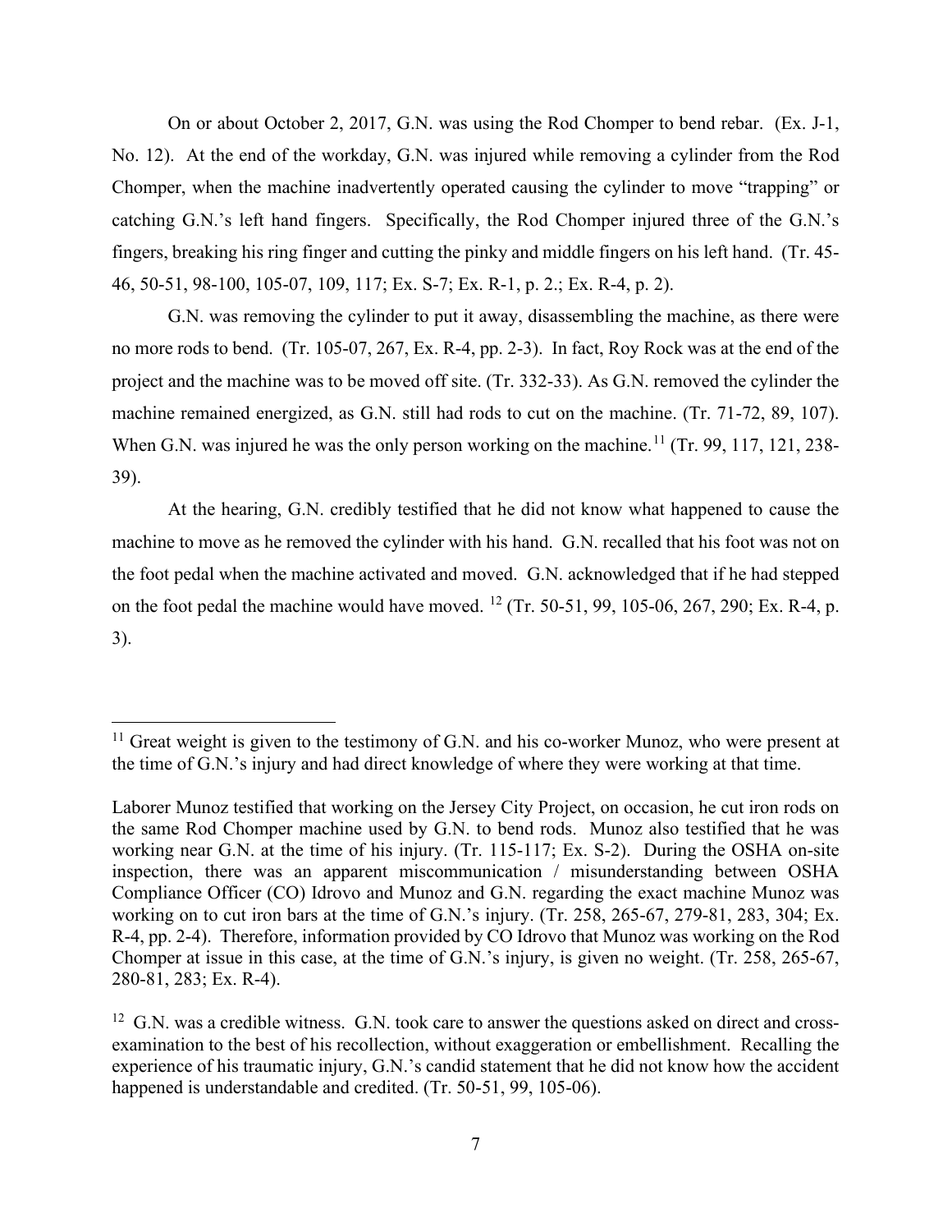On or about October 2, 2017, G.N. was using the Rod Chomper to bend rebar. (Ex. J-1, No. 12). At the end of the workday, G.N. was injured while removing a cylinder from the Rod Chomper, when the machine inadvertently operated causing the cylinder to move "trapping" or catching G.N.'s left hand fingers. Specifically, the Rod Chomper injured three of the G.N.'s fingers, breaking his ring finger and cutting the pinky and middle fingers on his left hand. (Tr. 45-46, 50-51, 98-100, 105-07, 109, 117; Ex. S-7; Ex. R-1, p. 2.; Ex. R-4, p. 2).

G.N. was removing the cylinder to put it away, disassembling the machine, as there were no more rods to bend. (Tr. 105-07, 267, Ex. R-4, pp. 2-3). In fact, Roy Rock was at the end of the project and the machine was to be moved off site. (Tr. 332-33). As G.N. removed the cylinder the machine remained energized, as G.N. still had rods to cut on the machine. (Tr. 71-72, 89, 107). When G.N. was injured he was the only person working on the machine.[11] (Tr. 99, 117, 121, 238-39).

At the hearing, G.N. credibly testified that he did not know what happened to cause the machine to move as he removed the cylinder with his hand. G.N. recalled that his foot was not on the foot pedal when the machine activated and moved. G.N. acknowledged that if he had stepped on the foot pedal the machine would have moved. [12] (Tr. 50-51, 99, 105-06, 267, 290; Ex. R-4, p. 3).

---

[11] Great weight is given to the testimony of G.N. and his co-worker Munoz, who were present at the time of G.N.'s injury and had direct knowledge of where they were working at that time.

Laborer Munoz testified that working on the Jersey City Project, on occasion, he cut iron rods on the same Rod Chomper machine used by G.N. to bend rods. Munoz also testified that he was working near G.N. at the time of his injury. (Tr. 115-117; Ex. S-2). During the OSHA on-site inspection, there was an apparent miscommunication / misunderstanding between OSHA Compliance Officer (CO) Idrovo and Munoz and G.N. regarding the exact machine Munoz was working on to cut iron bars at the time of G.N.'s injury. (Tr. 258, 265-67, 279-81, 283, 304; Ex. R-4, pp. 2-4). Therefore, information provided by CO Idrovo that Munoz was working on the Rod Chomper at issue in this case, at the time of G.N.'s injury, is given no weight. (Tr. 258, 265-67, 280-81, 283; Ex. R-4).

[12] G.N. was a credible witness. G.N. took care to answer the questions asked on direct and cross-examination to the best of his recollection, without exaggeration or embellishment. Recalling the experience of his traumatic injury, G.N.'s candid statement that he did not know how the accident happened is understandable and credited. (Tr. 50-51, 99, 105-06).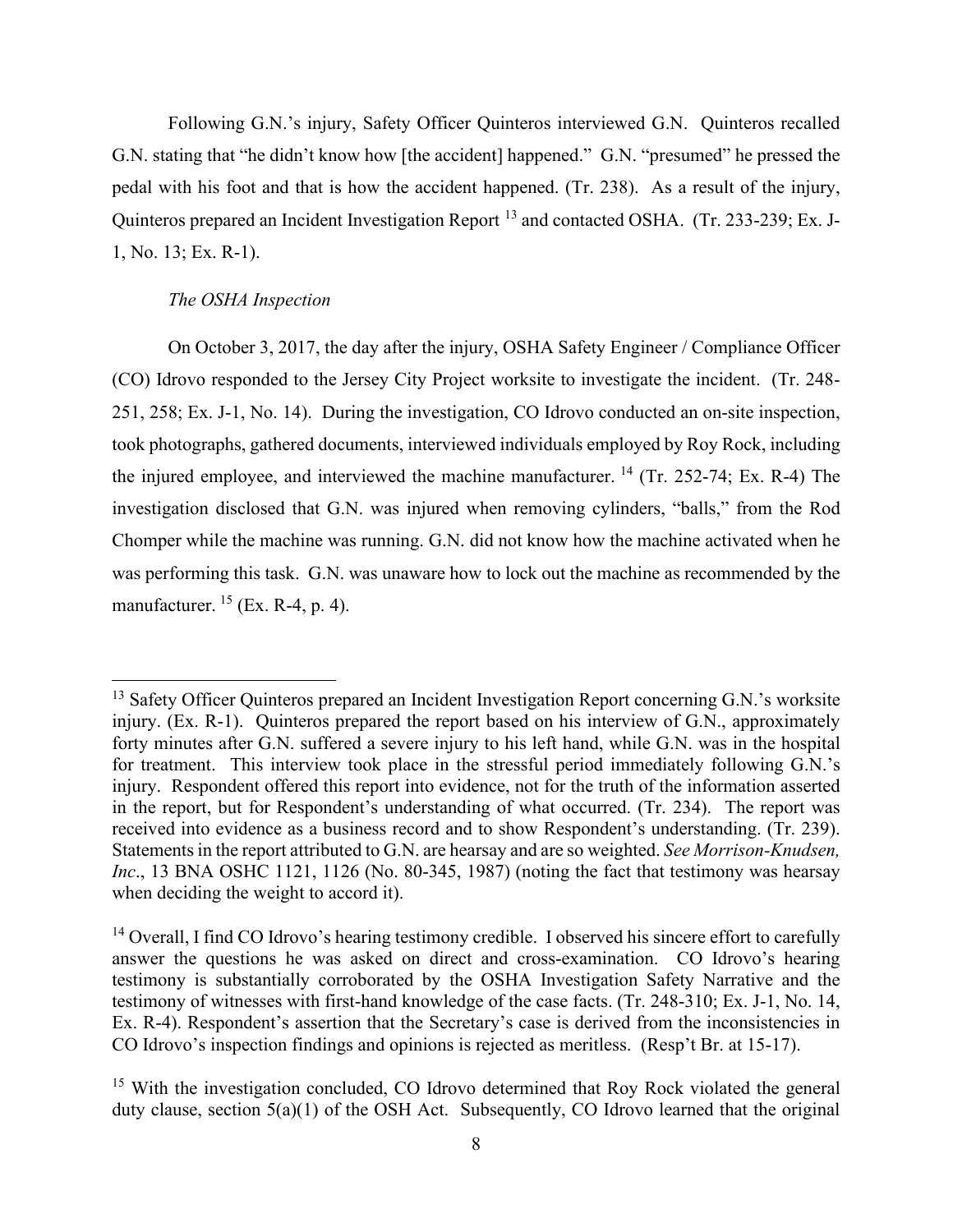Following G.N.'s injury, Safety Officer Quinteros interviewed G.N. Quinteros recalled G.N. stating that "he didn't know how [the accident] happened." G.N. "presumed" he pressed the pedal with his foot and that is how the accident happened. (Tr. 238). As a result of the injury, Quinteros prepared an Incident Investigation Report [13] and contacted OSHA. (Tr. 233-239; Ex. J-1, No. 13; Ex. R-1).

*The OSHA Inspection*

On October 3, 2017, the day after the injury, OSHA Safety Engineer / Compliance Officer (CO) Idrovo responded to the Jersey City Project worksite to investigate the incident. (Tr. 248-251, 258; Ex. J-1, No. 14). During the investigation, CO Idrovo conducted an on-site inspection, took photographs, gathered documents, interviewed individuals employed by Roy Rock, including the injured employee, and interviewed the machine manufacturer. [14] (Tr. 252-74; Ex. R-4) The investigation disclosed that G.N. was injured when removing cylinders, "balls," from the Rod Chomper while the machine was running. G.N. did not know how the machine activated when he was performing this task. G.N. was unaware how to lock out the machine as recommended by the manufacturer. [15] (Ex. R-4, p. 4).

---

[13] Safety Officer Quinteros prepared an Incident Investigation Report concerning G.N.'s worksite injury. (Ex. R-1). Quinteros prepared the report based on his interview of G.N., approximately forty minutes after G.N. suffered a severe injury to his left hand, while G.N. was in the hospital for treatment. This interview took place in the stressful period immediately following G.N.'s injury. Respondent offered this report into evidence, not for the truth of the information asserted in the report, but for Respondent's understanding of what occurred. (Tr. 234). The report was received into evidence as a business record and to show Respondent's understanding. (Tr. 239). Statements in the report attributed to G.N. are hearsay and are so weighted. *See Morrison-Knudsen, Inc*., 13 BNA OSHC 1121, 1126 (No. 80-345, 1987) (noting the fact that testimony was hearsay when deciding the weight to accord it).

[14] Overall, I find CO Idrovo's hearing testimony credible. I observed his sincere effort to carefully answer the questions he was asked on direct and cross-examination. CO Idrovo's hearing testimony is substantially corroborated by the OSHA Investigation Safety Narrative and the testimony of witnesses with first-hand knowledge of the case facts. (Tr. 248-310; Ex. J-1, No. 14, Ex. R-4). Respondent's assertion that the Secretary's case is derived from the inconsistencies in CO Idrovo's inspection findings and opinions is rejected as meritless. (Resp't Br. at 15-17).

[15] With the investigation concluded, CO Idrovo determined that Roy Rock violated the general duty clause, section 5(a)(1) of the OSH Act. Subsequently, CO Idrovo learned that the original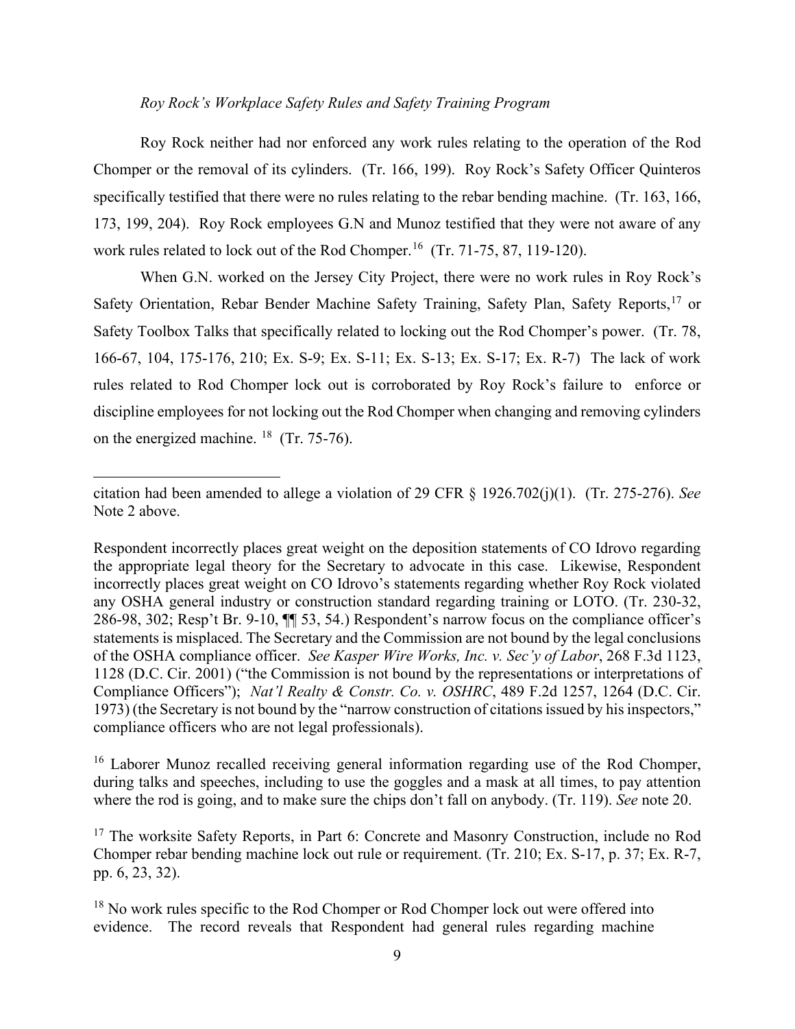*Roy Rock's Workplace Safety Rules and Safety Training Program*

Roy Rock neither had nor enforced any work rules relating to the operation of the Rod Chomper or the removal of its cylinders. (Tr. 166, 199). Roy Rock's Safety Officer Quinteros specifically testified that there were no rules relating to the rebar bending machine. (Tr. 163, 166, 173, 199, 204). Roy Rock employees G.N and Munoz testified that they were not aware of any work rules related to lock out of the Rod Chomper.[16] (Tr. 71-75, 87, 119-120).

When G.N. worked on the Jersey City Project, there were no work rules in Roy Rock's Safety Orientation, Rebar Bender Machine Safety Training, Safety Plan, Safety Reports,[17] or Safety Toolbox Talks that specifically related to locking out the Rod Chomper's power. (Tr. 78, 166-67, 104, 175-176, 210; Ex. S-9; Ex. S-11; Ex. S-13; Ex. S-17; Ex. R-7) The lack of work rules related to Rod Chomper lock out is corroborated by Roy Rock's failure to enforce or discipline employees for not locking out the Rod Chomper when changing and removing cylinders on the energized machine. [18] (Tr. 75-76).

---

citation had been amended to allege a violation of 29 CFR § 1926.702(j)(1). (Tr. 275-276). *See* Note 2 above.

Respondent incorrectly places great weight on the deposition statements of CO Idrovo regarding the appropriate legal theory for the Secretary to advocate in this case. Likewise, Respondent incorrectly places great weight on CO Idrovo's statements regarding whether Roy Rock violated any OSHA general industry or construction standard regarding training or LOTO. (Tr. 230-32, 286-98, 302; Resp't Br. 9-10, ¶¶ 53, 54.) Respondent's narrow focus on the compliance officer's statements is misplaced. The Secretary and the Commission are not bound by the legal conclusions of the OSHA compliance officer. *See Kasper Wire Works, Inc. v. Sec'y of Labor*, 268 F.3d 1123, 1128 (D.C. Cir. 2001) ("the Commission is not bound by the representations or interpretations of Compliance Officers"); *Nat'l Realty & Constr. Co. v. OSHRC*, 489 F.2d 1257, 1264 (D.C. Cir. 1973) (the Secretary is not bound by the "narrow construction of citations issued by his inspectors," compliance officers who are not legal professionals).

[16] Laborer Munoz recalled receiving general information regarding use of the Rod Chomper, during talks and speeches, including to use the goggles and a mask at all times, to pay attention where the rod is going, and to make sure the chips don't fall on anybody. (Tr. 119). *See* note 20.

[17] The worksite Safety Reports, in Part 6: Concrete and Masonry Construction, include no Rod Chomper rebar bending machine lock out rule or requirement. (Tr. 210; Ex. S-17, p. 37; Ex. R-7, pp. 6, 23, 32).

[18] No work rules specific to the Rod Chomper or Rod Chomper lock out were offered into evidence. The record reveals that Respondent had general rules regarding machine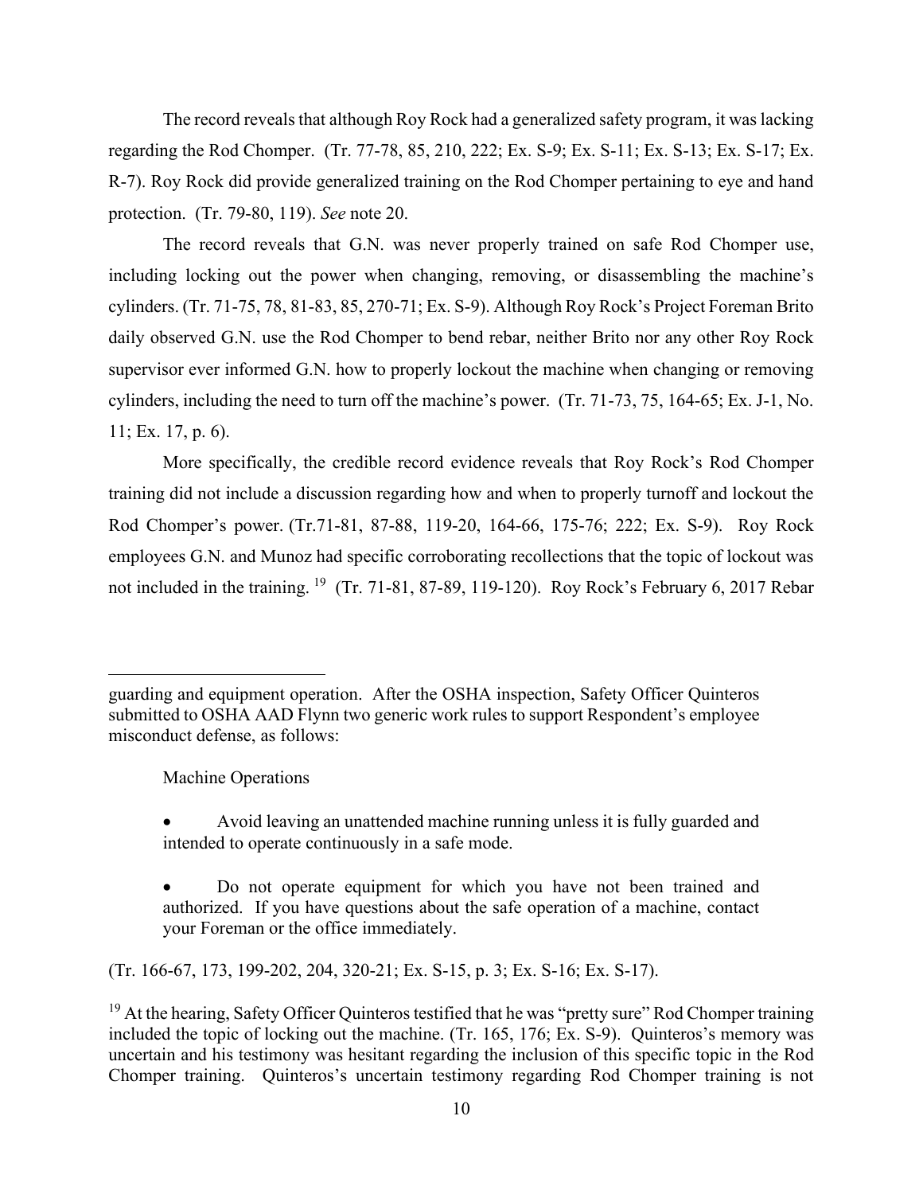The record reveals that although Roy Rock had a generalized safety program, it was lacking regarding the Rod Chomper. (Tr. 77-78, 85, 210, 222; Ex. S-9; Ex. S-11; Ex. S-13; Ex. S-17; Ex. R-7). Roy Rock did provide generalized training on the Rod Chomper pertaining to eye and hand protection. (Tr. 79-80, 119). *See* note 20.

The record reveals that G.N. was never properly trained on safe Rod Chomper use, including locking out the power when changing, removing, or disassembling the machine's cylinders. (Tr. 71-75, 78, 81-83, 85, 270-71; Ex. S-9). Although Roy Rock's Project Foreman Brito daily observed G.N. use the Rod Chomper to bend rebar, neither Brito nor any other Roy Rock supervisor ever informed G.N. how to properly lockout the machine when changing or removing cylinders, including the need to turn off the machine's power. (Tr. 71-73, 75, 164-65; Ex. J-1, No. 11; Ex. 17, p. 6).

More specifically, the credible record evidence reveals that Roy Rock's Rod Chomper training did not include a discussion regarding how and when to properly turnoff and lockout the Rod Chomper's power. (Tr.71-81, 87-88, 119-20, 164-66, 175-76; 222; Ex. S-9). Roy Rock employees G.N. and Munoz had specific corroborating recollections that the topic of lockout was not included in the training. [19] (Tr. 71-81, 87-89, 119-120). Roy Rock's February 6, 2017 Rebar

---

guarding and equipment operation. After the OSHA inspection, Safety Officer Quinteros submitted to OSHA AAD Flynn two generic work rules to support Respondent's employee misconduct defense, as follows:

> Machine Operations
>
> - Avoid leaving an unattended machine running unless it is fully guarded and intended to operate continuously in a safe mode.
> - Do not operate equipment for which you have not been trained and authorized. If you have questions about the safe operation of a machine, contact your Foreman or the office immediately.

(Tr. 166-67, 173, 199-202, 204, 320-21; Ex. S-15, p. 3; Ex. S-16; Ex. S-17).

[19] At the hearing, Safety Officer Quinteros testified that he was "pretty sure" Rod Chomper training included the topic of locking out the machine. (Tr. 165, 176; Ex. S-9). Quinteros's memory was uncertain and his testimony was hesitant regarding the inclusion of this specific topic in the Rod Chomper training. Quinteros's uncertain testimony regarding Rod Chomper training is not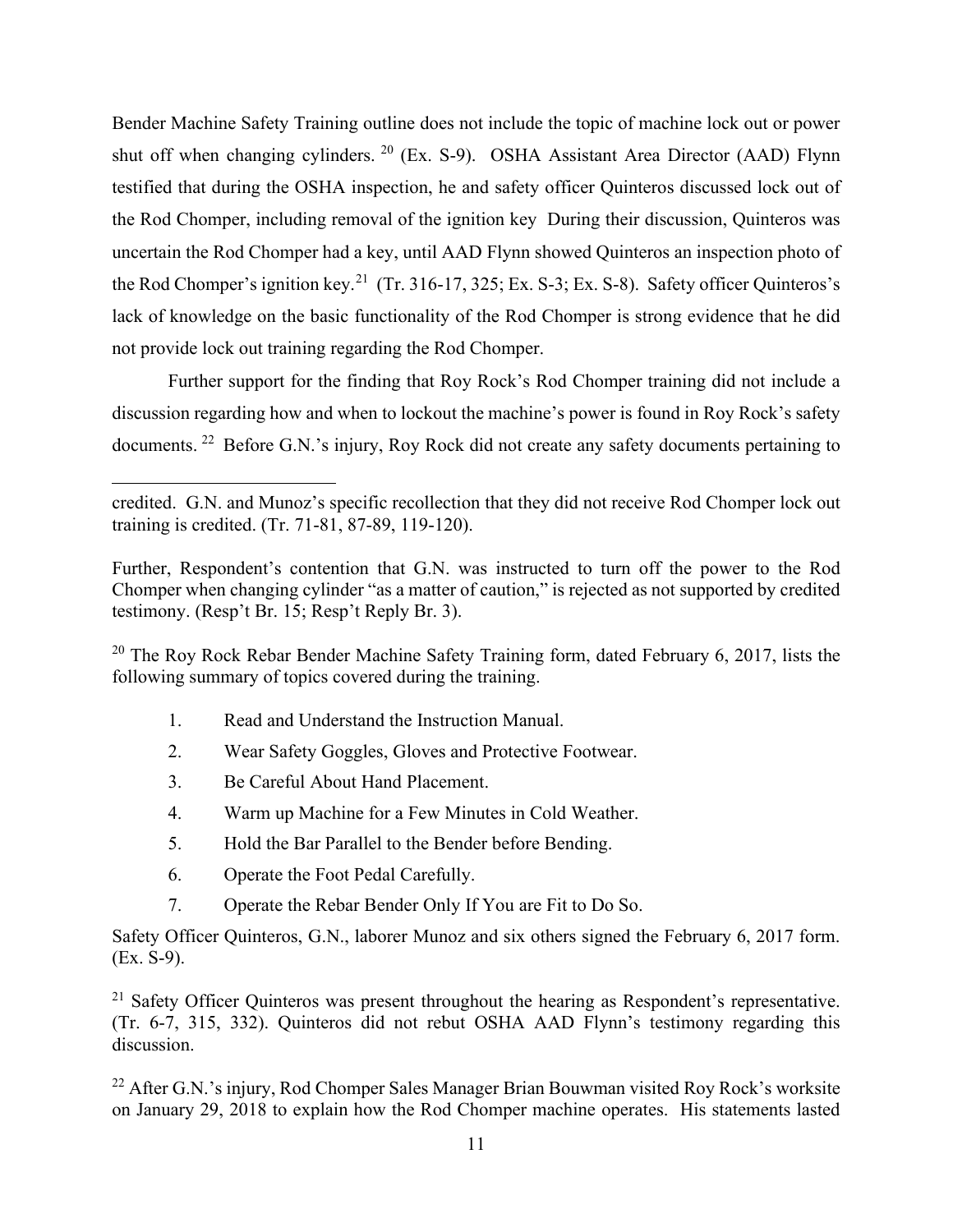Bender Machine Safety Training outline does not include the topic of machine lock out or power shut off when changing cylinders. [20] (Ex. S-9). OSHA Assistant Area Director (AAD) Flynn testified that during the OSHA inspection, he and safety officer Quinteros discussed lock out of the Rod Chomper, including removal of the ignition key During their discussion, Quinteros was uncertain the Rod Chomper had a key, until AAD Flynn showed Quinteros an inspection photo of the Rod Chomper's ignition key.[21] (Tr. 316-17, 325; Ex. S-3; Ex. S-8). Safety officer Quinteros's lack of knowledge on the basic functionality of the Rod Chomper is strong evidence that he did not provide lock out training regarding the Rod Chomper.

Further support for the finding that Roy Rock's Rod Chomper training did not include a discussion regarding how and when to lockout the machine's power is found in Roy Rock's safety documents. [22] Before G.N.'s injury, Roy Rock did not create any safety documents pertaining to

---

credited. G.N. and Munoz's specific recollection that they did not receive Rod Chomper lock out training is credited. (Tr. 71-81, 87-89, 119-120).

Further, Respondent's contention that G.N. was instructed to turn off the power to the Rod Chomper when changing cylinder "as a matter of caution," is rejected as not supported by credited testimony. (Resp't Br. 15; Resp't Reply Br. 3).

[20] The Roy Rock Rebar Bender Machine Safety Training form, dated February 6, 2017, lists the following summary of topics covered during the training.

1. Read and Understand the Instruction Manual.
2. Wear Safety Goggles, Gloves and Protective Footwear.
3. Be Careful About Hand Placement.
4. Warm up Machine for a Few Minutes in Cold Weather.
5. Hold the Bar Parallel to the Bender before Bending.
6. Operate the Foot Pedal Carefully.
7. Operate the Rebar Bender Only If You are Fit to Do So.

Safety Officer Quinteros, G.N., laborer Munoz and six others signed the February 6, 2017 form. (Ex. S-9).

[21] Safety Officer Quinteros was present throughout the hearing as Respondent's representative. (Tr. 6-7, 315, 332). Quinteros did not rebut OSHA AAD Flynn's testimony regarding this discussion.

[22] After G.N.'s injury, Rod Chomper Sales Manager Brian Bouwman visited Roy Rock's worksite on January 29, 2018 to explain how the Rod Chomper machine operates. His statements lasted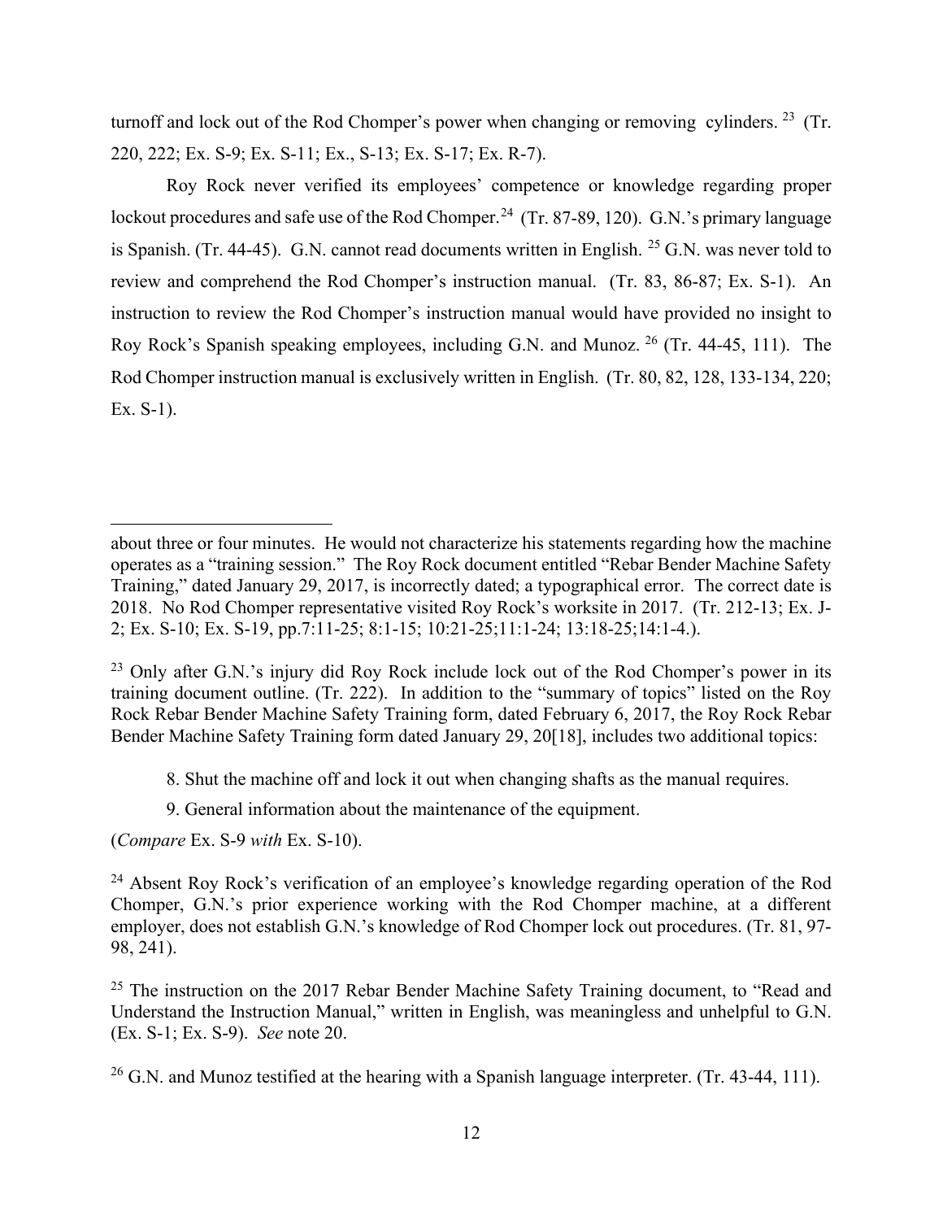turnoff and lock out of the Rod Chomper's power when changing or removing cylinders.[23] (Tr. 220, 222; Ex. S-9; Ex. S-11; Ex., S-13; Ex. S-17; Ex. R-7).

Roy Rock never verified its employees' competence or knowledge regarding proper lockout procedures and safe use of the Rod Chomper.[24] (Tr. 87-89, 120). G.N.'s primary language is Spanish. (Tr. 44-45). G.N. cannot read documents written in English.[25] G.N. was never told to review and comprehend the Rod Chomper's instruction manual. (Tr. 83, 86-87; Ex. S-1). An instruction to review the Rod Chomper's instruction manual would have provided no insight to Roy Rock's Spanish speaking employees, including G.N. and Munoz.[26] (Tr. 44-45, 111). The Rod Chomper instruction manual is exclusively written in English. (Tr. 80, 82, 128, 133-134, 220; Ex. S-1).

---

about three or four minutes. He would not characterize his statements regarding how the machine operates as a "training session." The Roy Rock document entitled "Rebar Bender Machine Safety Training," dated January 29, 2017, is incorrectly dated; a typographical error. The correct date is 2018. No Rod Chomper representative visited Roy Rock's worksite in 2017. (Tr. 212-13; Ex. J-2; Ex. S-10; Ex. S-19, pp.7:11-25; 8:1-15; 10:21-25;11:1-24; 13:18-25;14:1-4.).

[23] Only after G.N.'s injury did Roy Rock include lock out of the Rod Chomper's power in its training document outline. (Tr. 222). In addition to the "summary of topics" listed on the Roy Rock Rebar Bender Machine Safety Training form, dated February 6, 2017, the Roy Rock Rebar Bender Machine Safety Training form dated January 29, 20[18], includes two additional topics:

> 8. Shut the machine off and lock it out when changing shafts as the manual requires.
>
> 9. General information about the maintenance of the equipment.

(*Compare* Ex. S-9 *with* Ex. S-10).

[24] Absent Roy Rock's verification of an employee's knowledge regarding operation of the Rod Chomper, G.N.'s prior experience working with the Rod Chomper machine, at a different employer, does not establish G.N.'s knowledge of Rod Chomper lock out procedures. (Tr. 81, 97-98, 241).

[25] The instruction on the 2017 Rebar Bender Machine Safety Training document, to "Read and Understand the Instruction Manual," written in English, was meaningless and unhelpful to G.N. (Ex. S-1; Ex. S-9). *See* note 20.

[26] G.N. and Munoz testified at the hearing with a Spanish language interpreter. (Tr. 43-44, 111).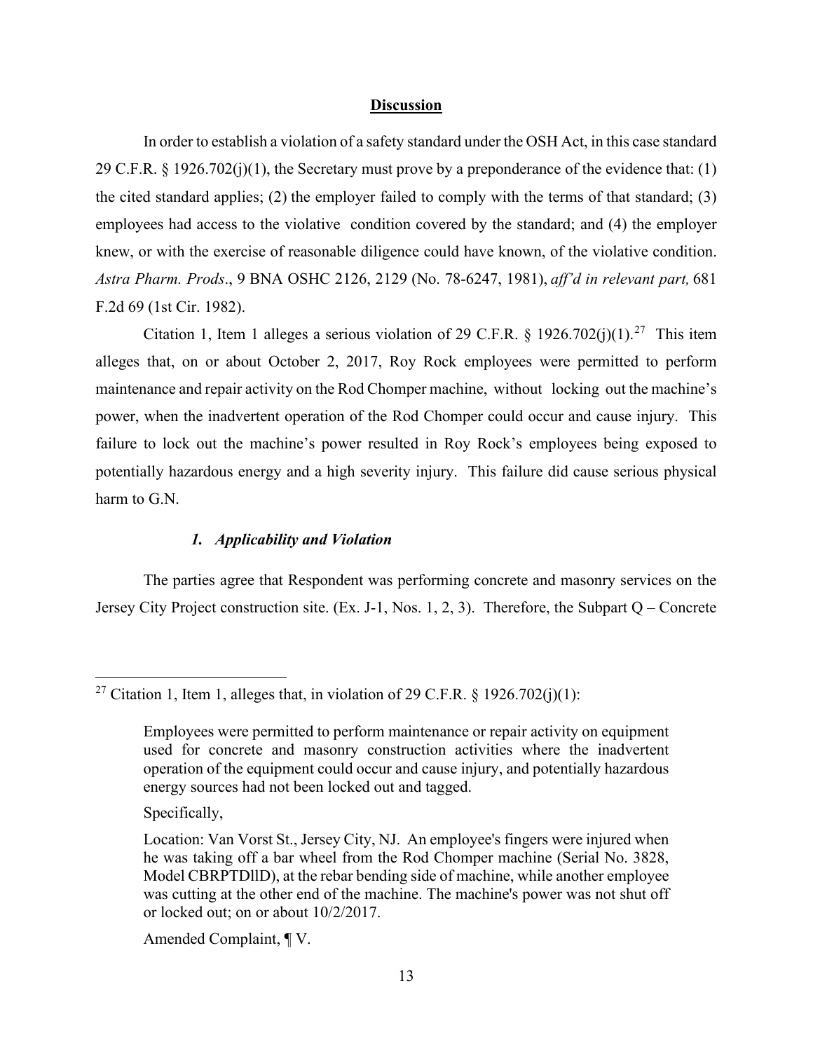## Discussion

In order to establish a violation of a safety standard under the OSH Act, in this case standard 29 C.F.R. § 1926.702(j)(1), the Secretary must prove by a preponderance of the evidence that: (1) the cited standard applies; (2) the employer failed to comply with the terms of that standard; (3) employees had access to the violative condition covered by the standard; and (4) the employer knew, or with the exercise of reasonable diligence could have known, of the violative condition. *Astra Pharm. Prods*., 9 BNA OSHC 2126, 2129 (No. 78-6247, 1981), *aff'd in relevant part,* 681 F.2d 69 (1st Cir. 1982).

Citation 1, Item 1 alleges a serious violation of 29 C.F.R. § 1926.702(j)(1).[27] This item alleges that, on or about October 2, 2017, Roy Rock employees were permitted to perform maintenance and repair activity on the Rod Chomper machine, without locking out the machine's power, when the inadvertent operation of the Rod Chomper could occur and cause injury. This failure to lock out the machine's power resulted in Roy Rock's employees being exposed to potentially hazardous energy and a high severity injury. This failure did cause serious physical harm to G.N.

### *1. Applicability and Violation*

The parties agree that Respondent was performing concrete and masonry services on the Jersey City Project construction site. (Ex. J-1, Nos. 1, 2, 3). Therefore, the Subpart Q – Concrete

---

[27] Citation 1, Item 1, alleges that, in violation of 29 C.F.R. § 1926.702(j)(1):

> Employees were permitted to perform maintenance or repair activity on equipment used for concrete and masonry construction activities where the inadvertent operation of the equipment could occur and cause injury, and potentially hazardous energy sources had not been locked out and tagged.
>
> Specifically,
>
> Location: Van Vorst St., Jersey City, NJ. An employee's fingers were injured when he was taking off a bar wheel from the Rod Chomper machine (Serial No. 3828, Model CBRPTDllD), at the rebar bending side of machine, while another employee was cutting at the other end of the machine. The machine's power was not shut off or locked out; on or about 10/2/2017.
>
> Amended Complaint, ¶ V.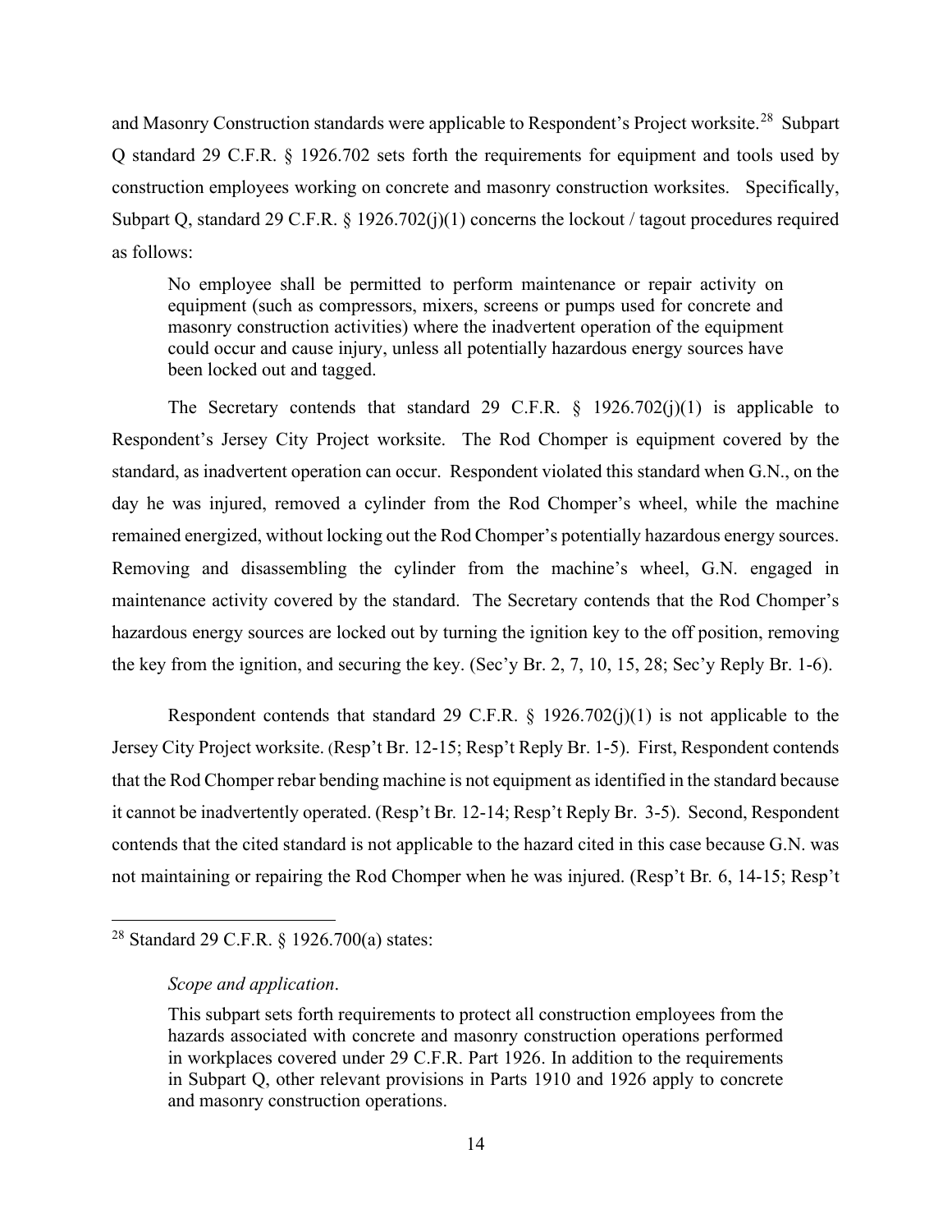and Masonry Construction standards were applicable to Respondent's Project worksite.[28] Subpart Q standard 29 C.F.R. § 1926.702 sets forth the requirements for equipment and tools used by construction employees working on concrete and masonry construction worksites. Specifically, Subpart Q, standard 29 C.F.R. § 1926.702(j)(1) concerns the lockout / tagout procedures required as follows:

> No employee shall be permitted to perform maintenance or repair activity on equipment (such as compressors, mixers, screens or pumps used for concrete and masonry construction activities) where the inadvertent operation of the equipment could occur and cause injury, unless all potentially hazardous energy sources have been locked out and tagged.

The Secretary contends that standard 29 C.F.R. § 1926.702(j)(1) is applicable to Respondent's Jersey City Project worksite. The Rod Chomper is equipment covered by the standard, as inadvertent operation can occur. Respondent violated this standard when G.N., on the day he was injured, removed a cylinder from the Rod Chomper's wheel, while the machine remained energized, without locking out the Rod Chomper's potentially hazardous energy sources. Removing and disassembling the cylinder from the machine's wheel, G.N. engaged in maintenance activity covered by the standard. The Secretary contends that the Rod Chomper's hazardous energy sources are locked out by turning the ignition key to the off position, removing the key from the ignition, and securing the key. (Sec'y Br. 2, 7, 10, 15, 28; Sec'y Reply Br. 1-6).

Respondent contends that standard 29 C.F.R. § 1926.702(j)(1) is not applicable to the Jersey City Project worksite. (Resp't Br. 12-15; Resp't Reply Br. 1-5). First, Respondent contends that the Rod Chomper rebar bending machine is not equipment as identified in the standard because it cannot be inadvertently operated. (Resp't Br. 12-14; Resp't Reply Br. 3-5). Second, Respondent contends that the cited standard is not applicable to the hazard cited in this case because G.N. was not maintaining or repairing the Rod Chomper when he was injured. (Resp't Br. 6, 14-15; Resp't

---

[28] Standard 29 C.F.R. § 1926.700(a) states:

> *Scope and application*.
>
> This subpart sets forth requirements to protect all construction employees from the hazards associated with concrete and masonry construction operations performed in workplaces covered under 29 C.F.R. Part 1926. In addition to the requirements in Subpart Q, other relevant provisions in Parts 1910 and 1926 apply to concrete and masonry construction operations.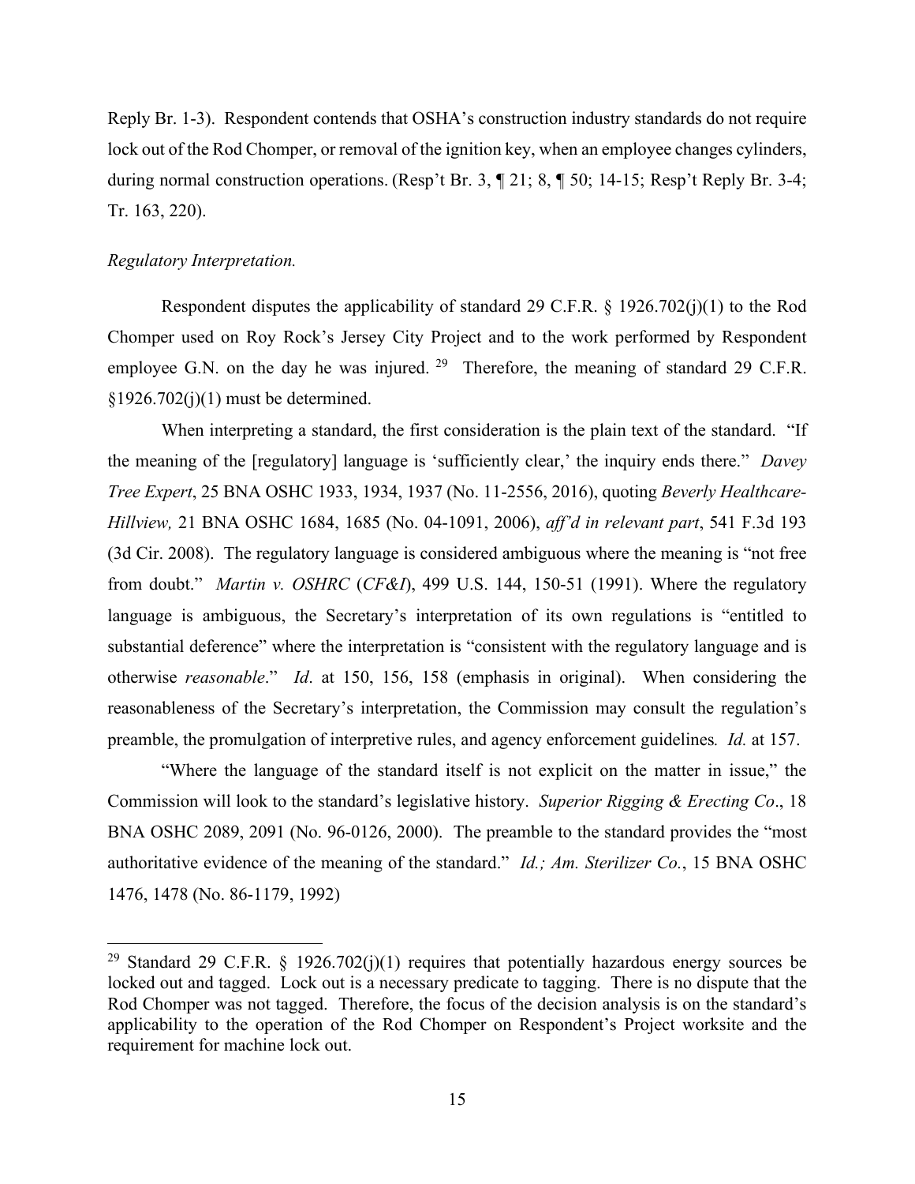Reply Br. 1-3). Respondent contends that OSHA's construction industry standards do not require lock out of the Rod Chomper, or removal of the ignition key, when an employee changes cylinders, during normal construction operations. (Resp't Br. 3, ¶ 21; 8, ¶ 50; 14-15; Resp't Reply Br. 3-4; Tr. 163, 220).

*Regulatory Interpretation.*

Respondent disputes the applicability of standard 29 C.F.R. § 1926.702(j)(1) to the Rod Chomper used on Roy Rock's Jersey City Project and to the work performed by Respondent employee G.N. on the day he was injured. [29] Therefore, the meaning of standard 29 C.F.R. §1926.702(j)(1) must be determined.

When interpreting a standard, the first consideration is the plain text of the standard. "If the meaning of the [regulatory] language is 'sufficiently clear,' the inquiry ends there." *Davey Tree Expert*, 25 BNA OSHC 1933, 1934, 1937 (No. 11-2556, 2016), quoting *Beverly Healthcare-Hillview,* 21 BNA OSHC 1684, 1685 (No. 04-1091, 2006), *aff'd in relevant part*, 541 F.3d 193 (3d Cir. 2008). The regulatory language is considered ambiguous where the meaning is "not free from doubt." *Martin v. OSHRC* (*CF&I*), 499 U.S. 144, 150-51 (1991). Where the regulatory language is ambiguous, the Secretary's interpretation of its own regulations is "entitled to substantial deference" where the interpretation is "consistent with the regulatory language and is otherwise *reasonable*." *Id*. at 150, 156, 158 (emphasis in original). When considering the reasonableness of the Secretary's interpretation, the Commission may consult the regulation's preamble, the promulgation of interpretive rules, and agency enforcement guidelines. *Id.* at 157.

"Where the language of the standard itself is not explicit on the matter in issue," the Commission will look to the standard's legislative history. *Superior Rigging & Erecting Co*., 18 BNA OSHC 2089, 2091 (No. 96-0126, 2000). The preamble to the standard provides the "most authoritative evidence of the meaning of the standard." *Id.; Am. Sterilizer Co.*, 15 BNA OSHC 1476, 1478 (No. 86-1179, 1992)

---

[29] Standard 29 C.F.R. § 1926.702(j)(1) requires that potentially hazardous energy sources be locked out and tagged. Lock out is a necessary predicate to tagging. There is no dispute that the Rod Chomper was not tagged. Therefore, the focus of the decision analysis is on the standard's applicability to the operation of the Rod Chomper on Respondent's Project worksite and the requirement for machine lock out.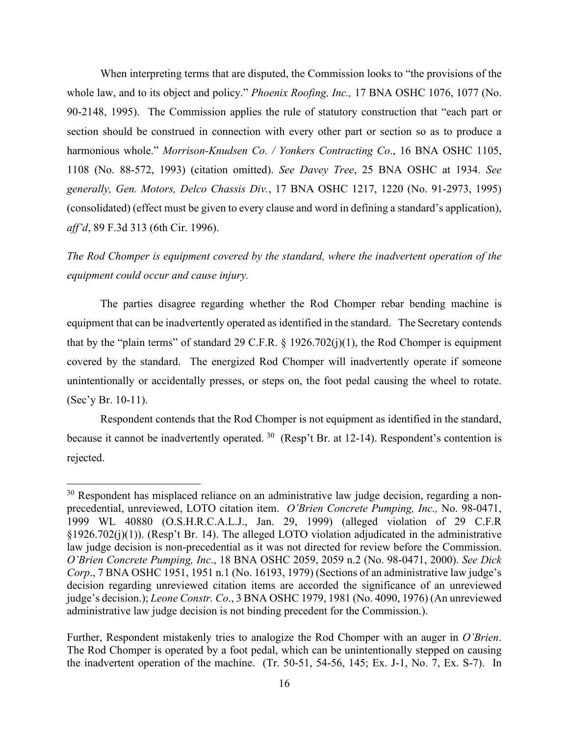When interpreting terms that are disputed, the Commission looks to "the provisions of the whole law, and to its object and policy." *Phoenix Roofing, Inc.,* 17 BNA OSHC 1076, 1077 (No. 90-2148, 1995). The Commission applies the rule of statutory construction that "each part or section should be construed in connection with every other part or section so as to produce a harmonious whole." *Morrison-Knudsen Co. / Yonkers Contracting Co*., 16 BNA OSHC 1105, 1108 (No. 88-572, 1993) (citation omitted). *See Davey Tree*, 25 BNA OSHC at 1934. *See generally, Gen. Motors, Delco Chassis Div.*, 17 BNA OSHC 1217, 1220 (No. 91-2973, 1995) (consolidated) (effect must be given to every clause and word in defining a standard's application), *aff'd*, 89 F.3d 313 (6th Cir. 1996).

*The Rod Chomper is equipment covered by the standard, where the inadvertent operation of the equipment could occur and cause injury.*

The parties disagree regarding whether the Rod Chomper rebar bending machine is equipment that can be inadvertently operated as identified in the standard. The Secretary contends that by the "plain terms" of standard 29 C.F.R. § 1926.702(j)(1), the Rod Chomper is equipment covered by the standard. The energized Rod Chomper will inadvertently operate if someone unintentionally or accidentally presses, or steps on, the foot pedal causing the wheel to rotate. (Sec'y Br. 10-11).

Respondent contends that the Rod Chomper is not equipment as identified in the standard, because it cannot be inadvertently operated. [30] (Resp't Br. at 12-14). Respondent's contention is rejected.

---

[30] Respondent has misplaced reliance on an administrative law judge decision, regarding a non-precedential, unreviewed, LOTO citation item. *O'Brien Concrete Pumping, Inc.,* No. 98-0471, 1999 WL 40880 (O.S.H.R.C.A.L.J., Jan. 29, 1999) (alleged violation of 29 C.F.R §1926.702(j)(1)). (Resp't Br. 14). The alleged LOTO violation adjudicated in the administrative law judge decision is non-precedential as it was not directed for review before the Commission. *O'Brien Concrete Pumping, Inc*., 18 BNA OSHC 2059, 2059 n.2 (No. 98-0471, 2000). *See Dick Corp*., 7 BNA OSHC 1951, 1951 n.1 (No. 16193, 1979) (Sections of an administrative law judge's decision regarding unreviewed citation items are accorded the significance of an unreviewed judge's decision.); *Leone Constr. Co*., 3 BNA OSHC 1979, 1981 (No. 4090, 1976) (An unreviewed administrative law judge decision is not binding precedent for the Commission.).

Further, Respondent mistakenly tries to analogize the Rod Chomper with an auger in *O'Brien*. The Rod Chomper is operated by a foot pedal, which can be unintentionally stepped on causing the inadvertent operation of the machine. (Tr. 50-51, 54-56, 145; Ex. J-1, No. 7, Ex. S-7). In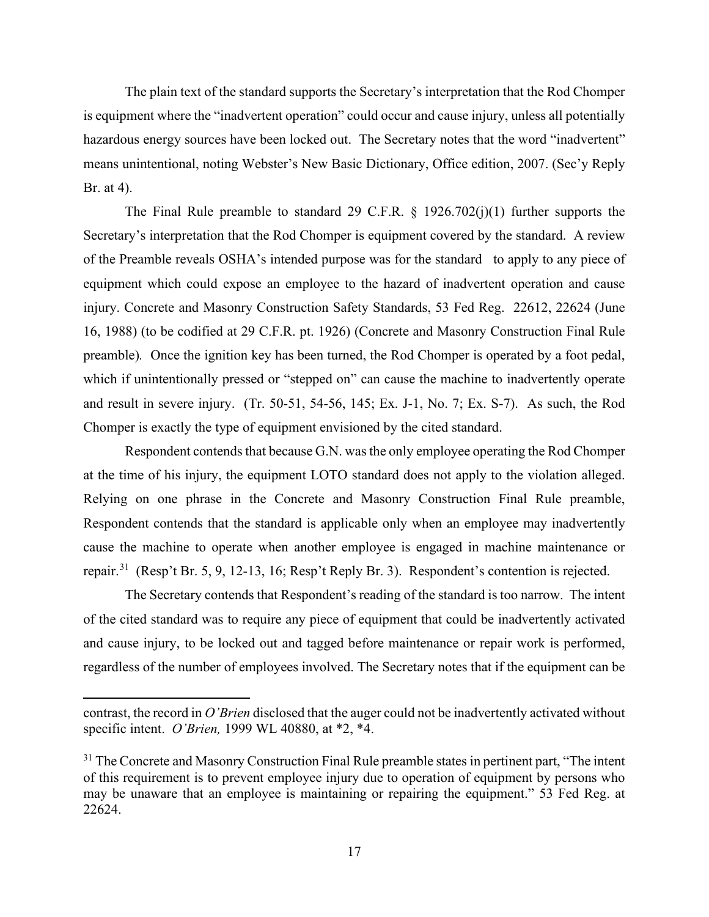The plain text of the standard supports the Secretary's interpretation that the Rod Chomper is equipment where the "inadvertent operation" could occur and cause injury, unless all potentially hazardous energy sources have been locked out. The Secretary notes that the word "inadvertent" means unintentional, noting Webster's New Basic Dictionary, Office edition, 2007. (Sec'y Reply Br. at 4).

The Final Rule preamble to standard 29 C.F.R. § 1926.702(j)(1) further supports the Secretary's interpretation that the Rod Chomper is equipment covered by the standard. A review of the Preamble reveals OSHA's intended purpose was for the standard to apply to any piece of equipment which could expose an employee to the hazard of inadvertent operation and cause injury. Concrete and Masonry Construction Safety Standards, 53 Fed Reg. 22612, 22624 (June 16, 1988) (to be codified at 29 C.F.R. pt. 1926) (Concrete and Masonry Construction Final Rule preamble). Once the ignition key has been turned, the Rod Chomper is operated by a foot pedal, which if unintentionally pressed or "stepped on" can cause the machine to inadvertently operate and result in severe injury. (Tr. 50-51, 54-56, 145; Ex. J-1, No. 7; Ex. S-7). As such, the Rod Chomper is exactly the type of equipment envisioned by the cited standard.

Respondent contends that because G.N. was the only employee operating the Rod Chomper at the time of his injury, the equipment LOTO standard does not apply to the violation alleged. Relying on one phrase in the Concrete and Masonry Construction Final Rule preamble, Respondent contends that the standard is applicable only when an employee may inadvertently cause the machine to operate when another employee is engaged in machine maintenance or repair.[31] (Resp't Br. 5, 9, 12-13, 16; Resp't Reply Br. 3). Respondent's contention is rejected.

The Secretary contends that Respondent's reading of the standard is too narrow. The intent of the cited standard was to require any piece of equipment that could be inadvertently activated and cause injury, to be locked out and tagged before maintenance or repair work is performed, regardless of the number of employees involved. The Secretary notes that if the equipment can be

---

contrast, the record in *O'Brien* disclosed that the auger could not be inadvertently activated without specific intent. *O'Brien,* 1999 WL 40880, at *2, *4.

[31] The Concrete and Masonry Construction Final Rule preamble states in pertinent part, "The intent of this requirement is to prevent employee injury due to operation of equipment by persons who may be unaware that an employee is maintaining or repairing the equipment." 53 Fed Reg. at 22624.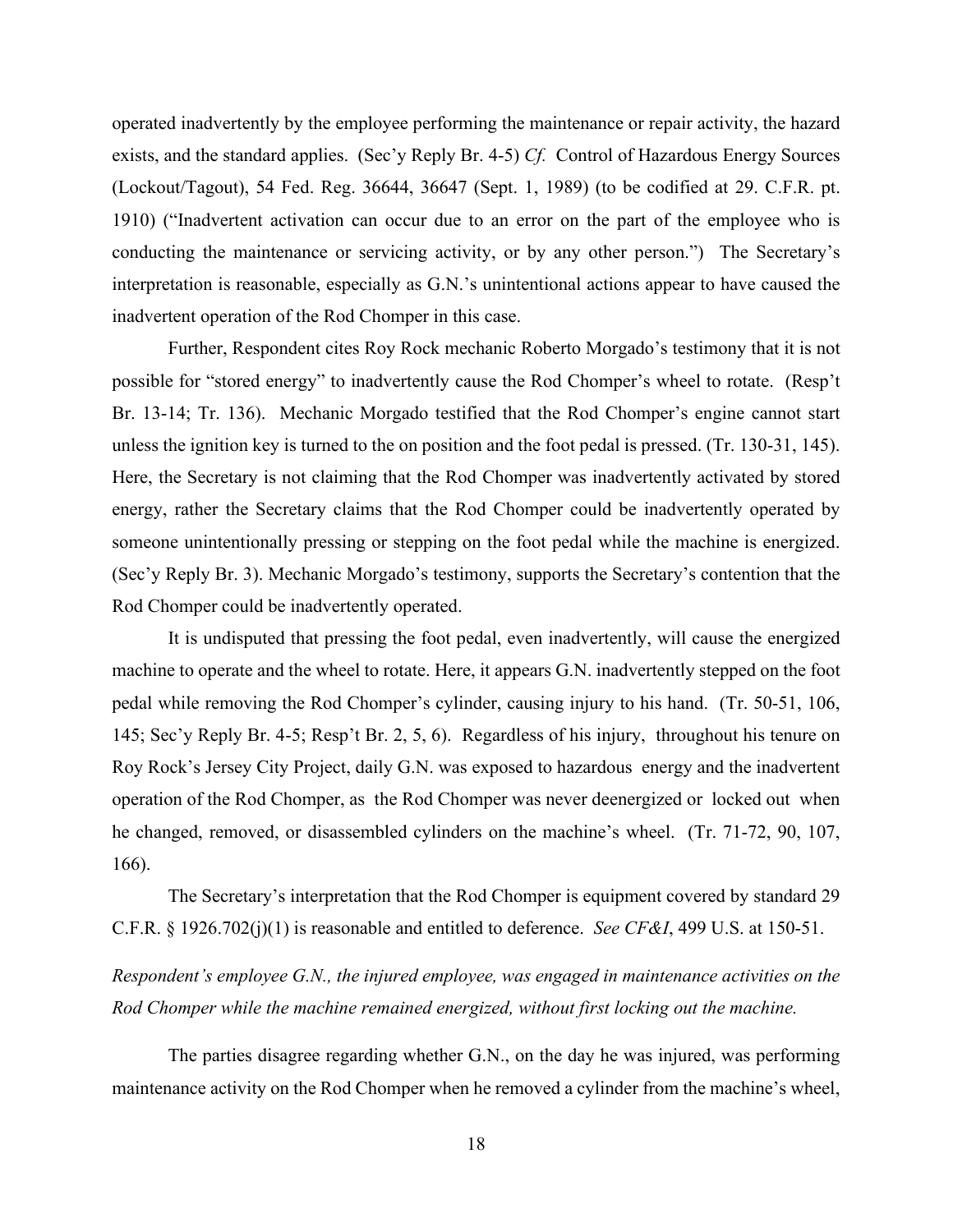operated inadvertently by the employee performing the maintenance or repair activity, the hazard exists, and the standard applies. (Sec'y Reply Br. 4-5) *Cf.* Control of Hazardous Energy Sources (Lockout/Tagout), 54 Fed. Reg. 36644, 36647 (Sept. 1, 1989) (to be codified at 29. C.F.R. pt. 1910) ("Inadvertent activation can occur due to an error on the part of the employee who is conducting the maintenance or servicing activity, or by any other person.") The Secretary's interpretation is reasonable, especially as G.N.'s unintentional actions appear to have caused the inadvertent operation of the Rod Chomper in this case.

Further, Respondent cites Roy Rock mechanic Roberto Morgado's testimony that it is not possible for "stored energy" to inadvertently cause the Rod Chomper's wheel to rotate. (Resp't Br. 13-14; Tr. 136). Mechanic Morgado testified that the Rod Chomper's engine cannot start unless the ignition key is turned to the on position and the foot pedal is pressed. (Tr. 130-31, 145). Here, the Secretary is not claiming that the Rod Chomper was inadvertently activated by stored energy, rather the Secretary claims that the Rod Chomper could be inadvertently operated by someone unintentionally pressing or stepping on the foot pedal while the machine is energized. (Sec'y Reply Br. 3). Mechanic Morgado's testimony, supports the Secretary's contention that the Rod Chomper could be inadvertently operated.

It is undisputed that pressing the foot pedal, even inadvertently, will cause the energized machine to operate and the wheel to rotate. Here, it appears G.N. inadvertently stepped on the foot pedal while removing the Rod Chomper's cylinder, causing injury to his hand. (Tr. 50-51, 106, 145; Sec'y Reply Br. 4-5; Resp't Br. 2, 5, 6). Regardless of his injury, throughout his tenure on Roy Rock's Jersey City Project, daily G.N. was exposed to hazardous energy and the inadvertent operation of the Rod Chomper, as the Rod Chomper was never deenergized or locked out when he changed, removed, or disassembled cylinders on the machine's wheel. (Tr. 71-72, 90, 107, 166).

The Secretary's interpretation that the Rod Chomper is equipment covered by standard 29 C.F.R. § 1926.702(j)(1) is reasonable and entitled to deference. *See CF&I*, 499 U.S. at 150-51.

*Respondent's employee G.N., the injured employee, was engaged in maintenance activities on the Rod Chomper while the machine remained energized, without first locking out the machine.*

The parties disagree regarding whether G.N., on the day he was injured, was performing maintenance activity on the Rod Chomper when he removed a cylinder from the machine's wheel,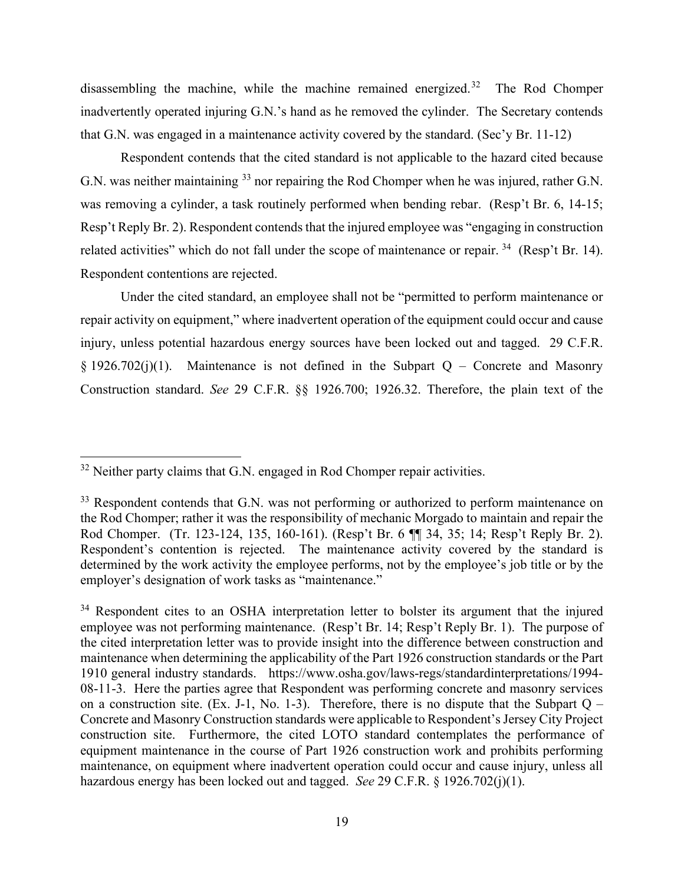disassembling the machine, while the machine remained energized.[32] The Rod Chomper inadvertently operated injuring G.N.'s hand as he removed the cylinder. The Secretary contends that G.N. was engaged in a maintenance activity covered by the standard. (Sec'y Br. 11-12)

Respondent contends that the cited standard is not applicable to the hazard cited because G.N. was neither maintaining [33] nor repairing the Rod Chomper when he was injured, rather G.N. was removing a cylinder, a task routinely performed when bending rebar. (Resp't Br. 6, 14-15; Resp't Reply Br. 2). Respondent contends that the injured employee was "engaging in construction related activities" which do not fall under the scope of maintenance or repair. [34] (Resp't Br. 14). Respondent contentions are rejected.

Under the cited standard, an employee shall not be "permitted to perform maintenance or repair activity on equipment," where inadvertent operation of the equipment could occur and cause injury, unless potential hazardous energy sources have been locked out and tagged. 29 C.F.R. § 1926.702(j)(1). Maintenance is not defined in the Subpart Q – Concrete and Masonry Construction standard. *See* 29 C.F.R. §§ 1926.700; 1926.32. Therefore, the plain text of the

---

[32] Neither party claims that G.N. engaged in Rod Chomper repair activities.

[33] Respondent contends that G.N. was not performing or authorized to perform maintenance on the Rod Chomper; rather it was the responsibility of mechanic Morgado to maintain and repair the Rod Chomper. (Tr. 123-124, 135, 160-161). (Resp't Br. 6 ¶¶ 34, 35; 14; Resp't Reply Br. 2). Respondent's contention is rejected. The maintenance activity covered by the standard is determined by the work activity the employee performs, not by the employee's job title or by the employer's designation of work tasks as "maintenance."

[34] Respondent cites to an OSHA interpretation letter to bolster its argument that the injured employee was not performing maintenance. (Resp't Br. 14; Resp't Reply Br. 1). The purpose of the cited interpretation letter was to provide insight into the difference between construction and maintenance when determining the applicability of the Part 1926 construction standards or the Part 1910 general industry standards. https://www.osha.gov/laws-regs/standardinterpretations/1994-08-11-3. Here the parties agree that Respondent was performing concrete and masonry services on a construction site. (Ex. J-1, No. 1-3). Therefore, there is no dispute that the Subpart Q – Concrete and Masonry Construction standards were applicable to Respondent's Jersey City Project construction site. Furthermore, the cited LOTO standard contemplates the performance of equipment maintenance in the course of Part 1926 construction work and prohibits performing maintenance, on equipment where inadvertent operation could occur and cause injury, unless all hazardous energy has been locked out and tagged. *See* 29 C.F.R. § 1926.702(j)(1).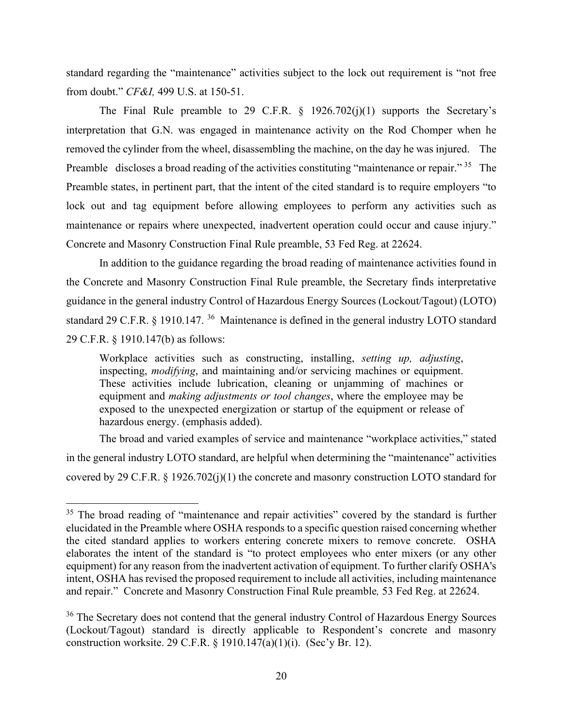standard regarding the "maintenance" activities subject to the lock out requirement is "not free from doubt." *CF&I,* 499 U.S. at 150-51.

The Final Rule preamble to 29 C.F.R. § 1926.702(j)(1) supports the Secretary's interpretation that G.N. was engaged in maintenance activity on the Rod Chomper when he removed the cylinder from the wheel, disassembling the machine, on the day he was injured. The Preamble discloses a broad reading of the activities constituting "maintenance or repair." [35] The Preamble states, in pertinent part, that the intent of the cited standard is to require employers "to lock out and tag equipment before allowing employees to perform any activities such as maintenance or repairs where unexpected, inadvertent operation could occur and cause injury." Concrete and Masonry Construction Final Rule preamble, 53 Fed Reg. at 22624.

In addition to the guidance regarding the broad reading of maintenance activities found in the Concrete and Masonry Construction Final Rule preamble, the Secretary finds interpretative guidance in the general industry Control of Hazardous Energy Sources (Lockout/Tagout) (LOTO) standard 29 C.F.R. § 1910.147. [36] Maintenance is defined in the general industry LOTO standard 29 C.F.R. § 1910.147(b) as follows:

> Workplace activities such as constructing, installing, *setting up, adjusting*, inspecting, *modifying*, and maintaining and/or servicing machines or equipment. These activities include lubrication, cleaning or unjamming of machines or equipment and *making adjustments or tool changes*, where the employee may be exposed to the unexpected energization or startup of the equipment or release of hazardous energy. (emphasis added).

The broad and varied examples of service and maintenance "workplace activities," stated in the general industry LOTO standard, are helpful when determining the "maintenance" activities covered by 29 C.F.R. § 1926.702(j)(1) the concrete and masonry construction LOTO standard for

---

[35] The broad reading of "maintenance and repair activities" covered by the standard is further elucidated in the Preamble where OSHA responds to a specific question raised concerning whether the cited standard applies to workers entering concrete mixers to remove concrete. OSHA elaborates the intent of the standard is "to protect employees who enter mixers (or any other equipment) for any reason from the inadvertent activation of equipment. To further clarify OSHA's intent, OSHA has revised the proposed requirement to include all activities, including maintenance and repair." Concrete and Masonry Construction Final Rule preamble*,* 53 Fed Reg. at 22624.

[36] The Secretary does not contend that the general industry Control of Hazardous Energy Sources (Lockout/Tagout) standard is directly applicable to Respondent's concrete and masonry construction worksite. 29 C.F.R. § 1910.147(a)(1)(i). (Sec'y Br. 12).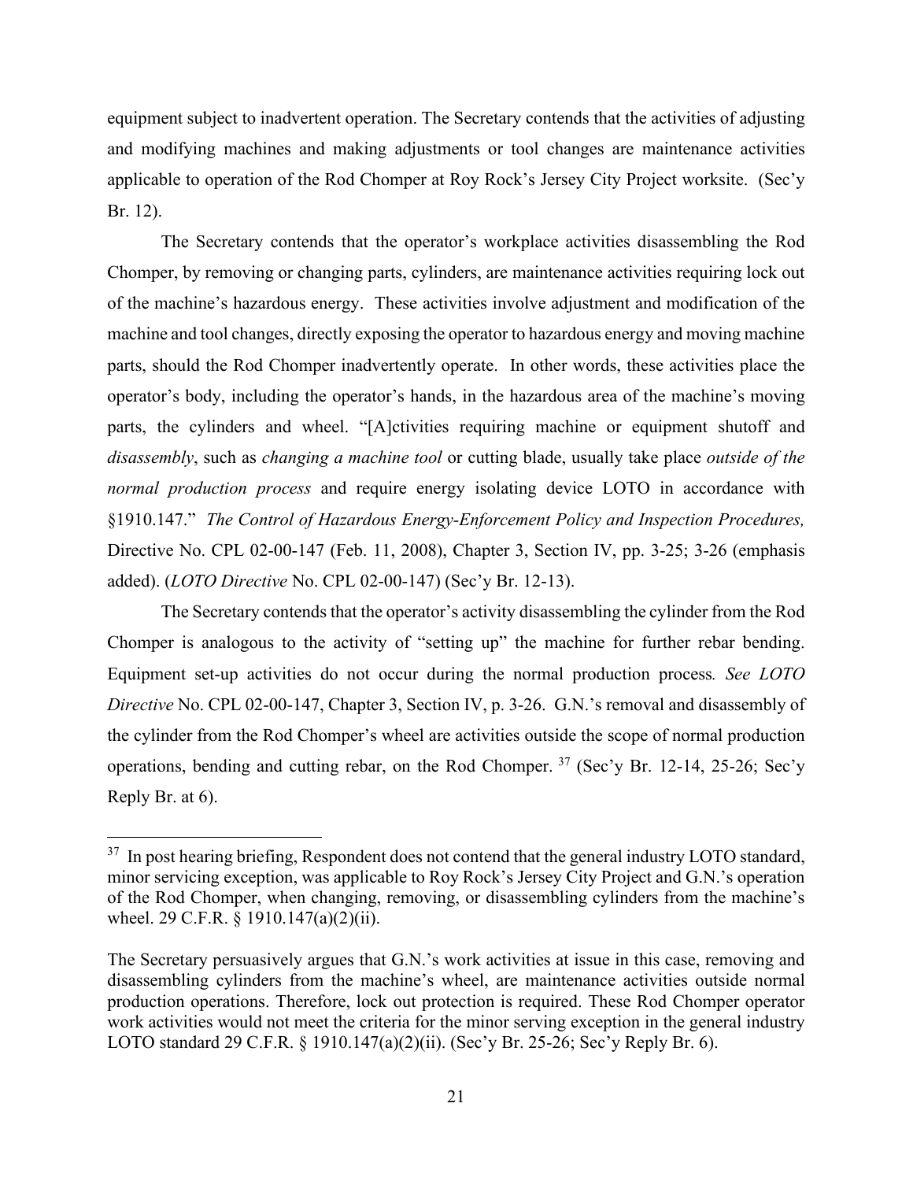equipment subject to inadvertent operation. The Secretary contends that the activities of adjusting and modifying machines and making adjustments or tool changes are maintenance activities applicable to operation of the Rod Chomper at Roy Rock's Jersey City Project worksite. (Sec'y Br. 12).

The Secretary contends that the operator's workplace activities disassembling the Rod Chomper, by removing or changing parts, cylinders, are maintenance activities requiring lock out of the machine's hazardous energy. These activities involve adjustment and modification of the machine and tool changes, directly exposing the operator to hazardous energy and moving machine parts, should the Rod Chomper inadvertently operate. In other words, these activities place the operator's body, including the operator's hands, in the hazardous area of the machine's moving parts, the cylinders and wheel. "[A]ctivities requiring machine or equipment shutoff and *disassembly*, such as *changing a machine tool* or cutting blade, usually take place *outside of the normal production process* and require energy isolating device LOTO in accordance with §1910.147." *The Control of Hazardous Energy-Enforcement Policy and Inspection Procedures,* Directive No. CPL 02-00-147 (Feb. 11, 2008), Chapter 3, Section IV, pp. 3-25; 3-26 (emphasis added). (*LOTO Directive* No. CPL 02-00-147) (Sec'y Br. 12-13).

The Secretary contends that the operator's activity disassembling the cylinder from the Rod Chomper is analogous to the activity of "setting up" the machine for further rebar bending. Equipment set-up activities do not occur during the normal production process*. See LOTO Directive* No. CPL 02-00-147, Chapter 3, Section IV, p. 3-26. G.N.'s removal and disassembly of the cylinder from the Rod Chomper's wheel are activities outside the scope of normal production operations, bending and cutting rebar, on the Rod Chomper. [37] (Sec'y Br. 12-14, 25-26; Sec'y Reply Br. at 6).

---

[37] In post hearing briefing, Respondent does not contend that the general industry LOTO standard, minor servicing exception, was applicable to Roy Rock's Jersey City Project and G.N.'s operation of the Rod Chomper, when changing, removing, or disassembling cylinders from the machine's wheel. 29 C.F.R. § 1910.147(a)(2)(ii).

The Secretary persuasively argues that G.N.'s work activities at issue in this case, removing and disassembling cylinders from the machine's wheel, are maintenance activities outside normal production operations. Therefore, lock out protection is required. These Rod Chomper operator work activities would not meet the criteria for the minor serving exception in the general industry LOTO standard 29 C.F.R. § 1910.147(a)(2)(ii). (Sec'y Br. 25-26; Sec'y Reply Br. 6).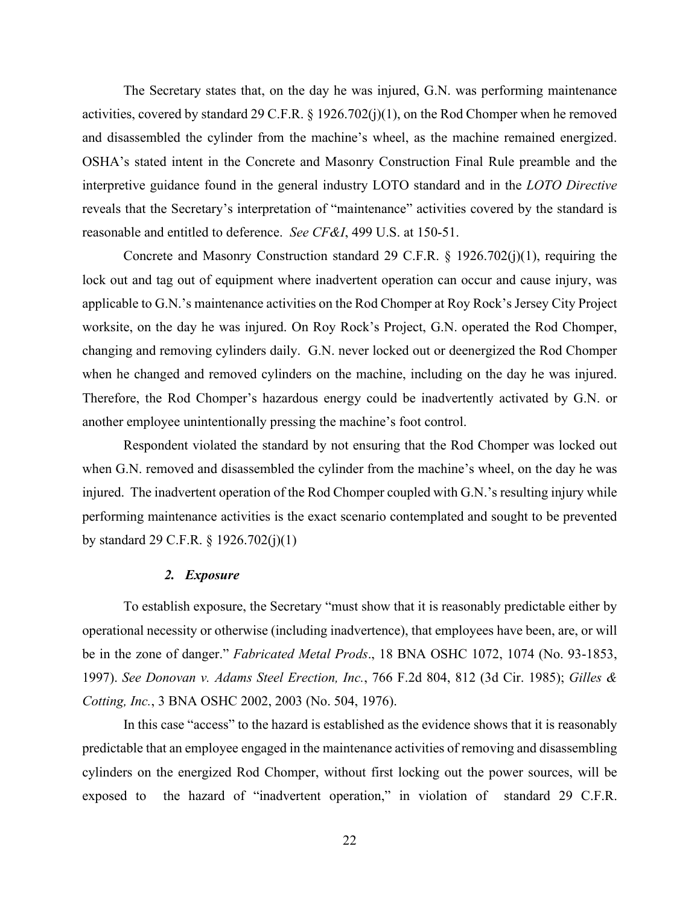The Secretary states that, on the day he was injured, G.N. was performing maintenance activities, covered by standard 29 C.F.R. § 1926.702(j)(1), on the Rod Chomper when he removed and disassembled the cylinder from the machine's wheel, as the machine remained energized. OSHA's stated intent in the Concrete and Masonry Construction Final Rule preamble and the interpretive guidance found in the general industry LOTO standard and in the *LOTO Directive* reveals that the Secretary's interpretation of "maintenance" activities covered by the standard is reasonable and entitled to deference. *See CF&I*, 499 U.S. at 150-51.

Concrete and Masonry Construction standard 29 C.F.R. § 1926.702(j)(1), requiring the lock out and tag out of equipment where inadvertent operation can occur and cause injury, was applicable to G.N.'s maintenance activities on the Rod Chomper at Roy Rock's Jersey City Project worksite, on the day he was injured. On Roy Rock's Project, G.N. operated the Rod Chomper, changing and removing cylinders daily. G.N. never locked out or deenergized the Rod Chomper when he changed and removed cylinders on the machine, including on the day he was injured. Therefore, the Rod Chomper's hazardous energy could be inadvertently activated by G.N. or another employee unintentionally pressing the machine's foot control.

Respondent violated the standard by not ensuring that the Rod Chomper was locked out when G.N. removed and disassembled the cylinder from the machine's wheel, on the day he was injured. The inadvertent operation of the Rod Chomper coupled with G.N.'s resulting injury while performing maintenance activities is the exact scenario contemplated and sought to be prevented by standard 29 C.F.R. § 1926.702(j)(1)

### *2. Exposure*

To establish exposure, the Secretary "must show that it is reasonably predictable either by operational necessity or otherwise (including inadvertence), that employees have been, are, or will be in the zone of danger." *Fabricated Metal Prods*., 18 BNA OSHC 1072, 1074 (No. 93-1853, 1997). *See Donovan v. Adams Steel Erection, Inc.*, 766 F.2d 804, 812 (3d Cir. 1985); *Gilles & Cotting, Inc.*, 3 BNA OSHC 2002, 2003 (No. 504, 1976).

In this case "access" to the hazard is established as the evidence shows that it is reasonably predictable that an employee engaged in the maintenance activities of removing and disassembling cylinders on the energized Rod Chomper, without first locking out the power sources, will be exposed to the hazard of "inadvertent operation," in violation of standard 29 C.F.R.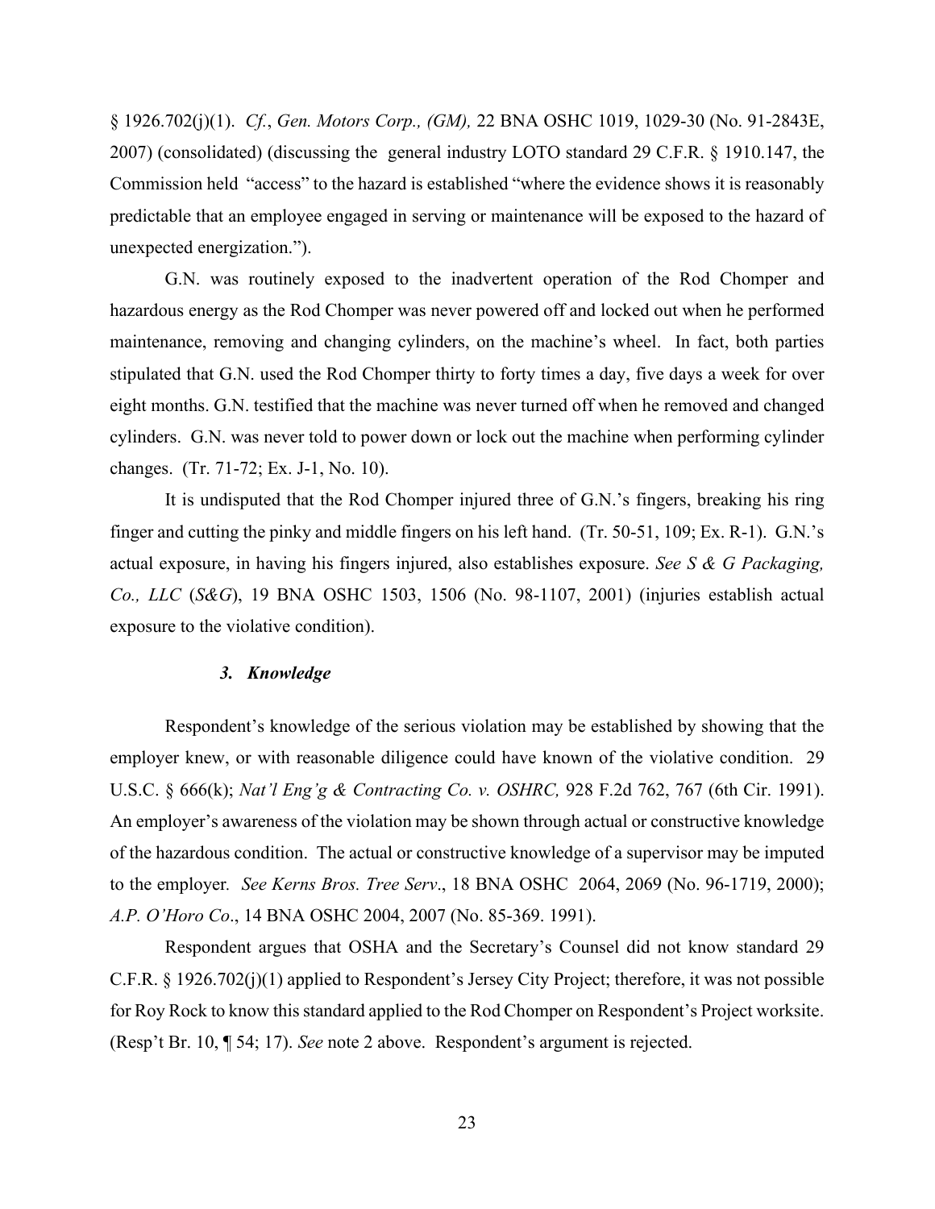§ 1926.702(j)(1). *Cf.*, *Gen. Motors Corp., (GM),* 22 BNA OSHC 1019, 1029-30 (No. 91-2843E, 2007) (consolidated) (discussing the general industry LOTO standard 29 C.F.R. § 1910.147, the Commission held "access" to the hazard is established "where the evidence shows it is reasonably predictable that an employee engaged in serving or maintenance will be exposed to the hazard of unexpected energization.").

G.N. was routinely exposed to the inadvertent operation of the Rod Chomper and hazardous energy as the Rod Chomper was never powered off and locked out when he performed maintenance, removing and changing cylinders, on the machine's wheel. In fact, both parties stipulated that G.N. used the Rod Chomper thirty to forty times a day, five days a week for over eight months. G.N. testified that the machine was never turned off when he removed and changed cylinders. G.N. was never told to power down or lock out the machine when performing cylinder changes. (Tr. 71-72; Ex. J-1, No. 10).

It is undisputed that the Rod Chomper injured three of G.N.'s fingers, breaking his ring finger and cutting the pinky and middle fingers on his left hand. (Tr. 50-51, 109; Ex. R-1). G.N.'s actual exposure, in having his fingers injured, also establishes exposure. *See S & G Packaging, Co., LLC* (*S&G*), 19 BNA OSHC 1503, 1506 (No. 98-1107, 2001) (injuries establish actual exposure to the violative condition).

### *3. Knowledge*

Respondent's knowledge of the serious violation may be established by showing that the employer knew, or with reasonable diligence could have known of the violative condition. 29 U.S.C. § 666(k); *Nat'l Eng'g & Contracting Co. v. OSHRC,* 928 F.2d 762, 767 (6th Cir. 1991). An employer's awareness of the violation may be shown through actual or constructive knowledge of the hazardous condition. The actual or constructive knowledge of a supervisor may be imputed to the employer. *See Kerns Bros. Tree Serv*., 18 BNA OSHC 2064, 2069 (No. 96-1719, 2000); *A.P. O'Horo Co*., 14 BNA OSHC 2004, 2007 (No. 85-369. 1991).

Respondent argues that OSHA and the Secretary's Counsel did not know standard 29 C.F.R. § 1926.702(j)(1) applied to Respondent's Jersey City Project; therefore, it was not possible for Roy Rock to know this standard applied to the Rod Chomper on Respondent's Project worksite. (Resp't Br. 10, ¶ 54; 17). *See* note 2 above. Respondent's argument is rejected.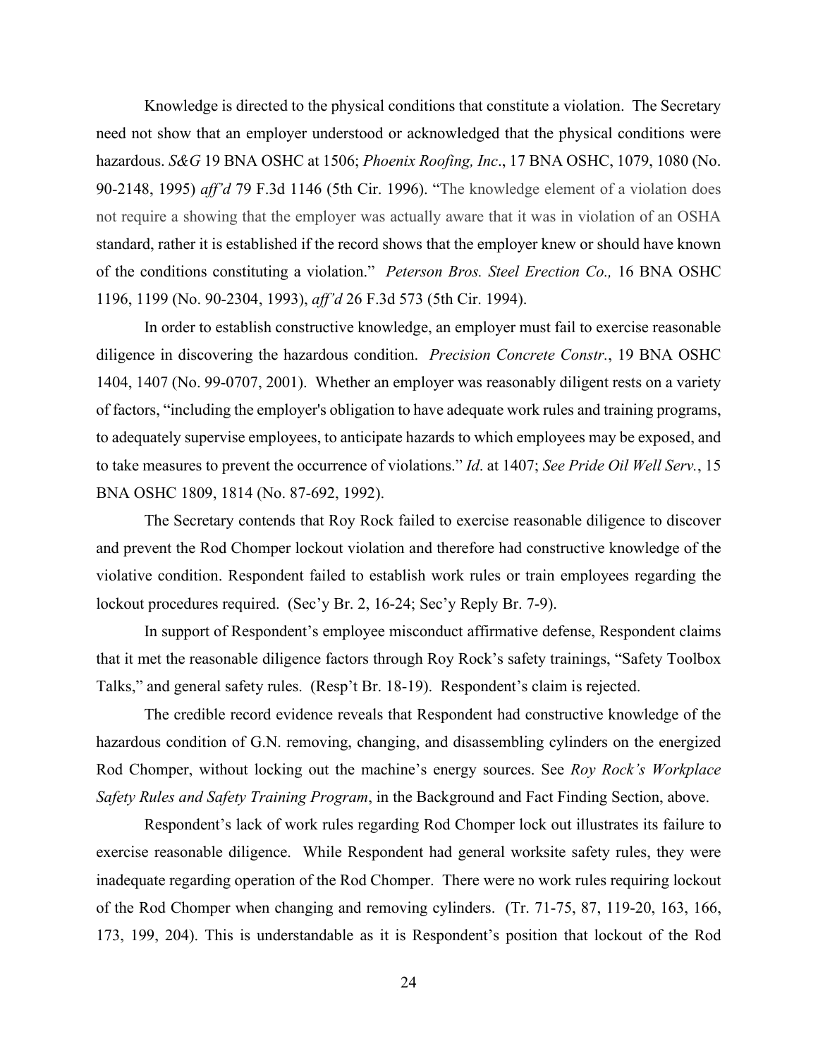Knowledge is directed to the physical conditions that constitute a violation. The Secretary need not show that an employer understood or acknowledged that the physical conditions were hazardous. *S&G* 19 BNA OSHC at 1506; *Phoenix Roofing, Inc*., 17 BNA OSHC, 1079, 1080 (No. 90-2148, 1995) *aff'd* 79 F.3d 1146 (5th Cir. 1996). "The knowledge element of a violation does not require a showing that the employer was actually aware that it was in violation of an OSHA standard, rather it is established if the record shows that the employer knew or should have known of the conditions constituting a violation." *Peterson Bros. Steel Erection Co.,* 16 BNA OSHC 1196, 1199 (No. 90-2304, 1993), *aff'd* 26 F.3d 573 (5th Cir. 1994).

In order to establish constructive knowledge, an employer must fail to exercise reasonable diligence in discovering the hazardous condition. *Precision Concrete Constr.*, 19 BNA OSHC 1404, 1407 (No. 99-0707, 2001). Whether an employer was reasonably diligent rests on a variety of factors, "including the employer's obligation to have adequate work rules and training programs, to adequately supervise employees, to anticipate hazards to which employees may be exposed, and to take measures to prevent the occurrence of violations." *Id*. at 1407; *See Pride Oil Well Serv.*, 15 BNA OSHC 1809, 1814 (No. 87-692, 1992).

The Secretary contends that Roy Rock failed to exercise reasonable diligence to discover and prevent the Rod Chomper lockout violation and therefore had constructive knowledge of the violative condition. Respondent failed to establish work rules or train employees regarding the lockout procedures required. (Sec'y Br. 2, 16-24; Sec'y Reply Br. 7-9).

In support of Respondent's employee misconduct affirmative defense, Respondent claims that it met the reasonable diligence factors through Roy Rock's safety trainings, "Safety Toolbox Talks," and general safety rules. (Resp't Br. 18-19). Respondent's claim is rejected.

The credible record evidence reveals that Respondent had constructive knowledge of the hazardous condition of G.N. removing, changing, and disassembling cylinders on the energized Rod Chomper, without locking out the machine's energy sources. See *Roy Rock's Workplace Safety Rules and Safety Training Program*, in the Background and Fact Finding Section, above.

Respondent's lack of work rules regarding Rod Chomper lock out illustrates its failure to exercise reasonable diligence. While Respondent had general worksite safety rules, they were inadequate regarding operation of the Rod Chomper. There were no work rules requiring lockout of the Rod Chomper when changing and removing cylinders. (Tr. 71-75, 87, 119-20, 163, 166, 173, 199, 204). This is understandable as it is Respondent's position that lockout of the Rod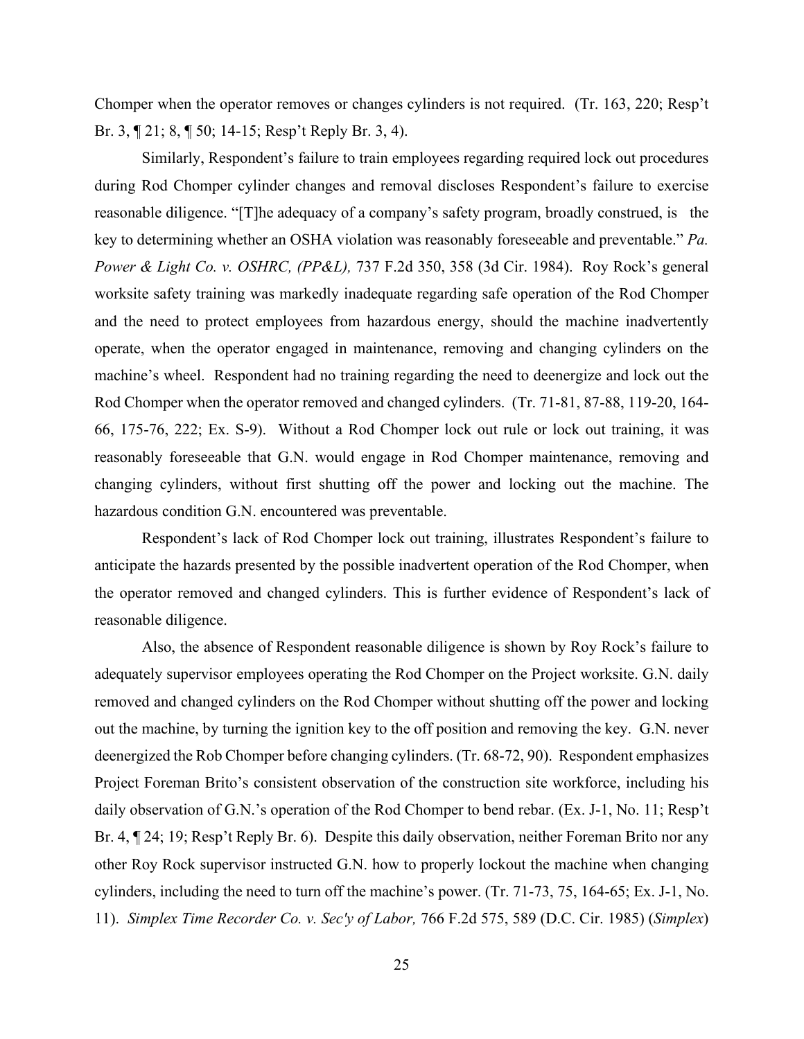Chomper when the operator removes or changes cylinders is not required. (Tr. 163, 220; Resp't Br. 3, ¶ 21; 8, ¶ 50; 14-15; Resp't Reply Br. 3, 4).

Similarly, Respondent's failure to train employees regarding required lock out procedures during Rod Chomper cylinder changes and removal discloses Respondent's failure to exercise reasonable diligence. "[T]he adequacy of a company's safety program, broadly construed, is the key to determining whether an OSHA violation was reasonably foreseeable and preventable." *Pa. Power & Light Co. v. OSHRC, (PP&L),* 737 F.2d 350, 358 (3d Cir. 1984). Roy Rock's general worksite safety training was markedly inadequate regarding safe operation of the Rod Chomper and the need to protect employees from hazardous energy, should the machine inadvertently operate, when the operator engaged in maintenance, removing and changing cylinders on the machine's wheel. Respondent had no training regarding the need to deenergize and lock out the Rod Chomper when the operator removed and changed cylinders. (Tr. 71-81, 87-88, 119-20, 164-66, 175-76, 222; Ex. S-9). Without a Rod Chomper lock out rule or lock out training, it was reasonably foreseeable that G.N. would engage in Rod Chomper maintenance, removing and changing cylinders, without first shutting off the power and locking out the machine. The hazardous condition G.N. encountered was preventable.

Respondent's lack of Rod Chomper lock out training, illustrates Respondent's failure to anticipate the hazards presented by the possible inadvertent operation of the Rod Chomper, when the operator removed and changed cylinders. This is further evidence of Respondent's lack of reasonable diligence.

Also, the absence of Respondent reasonable diligence is shown by Roy Rock's failure to adequately supervisor employees operating the Rod Chomper on the Project worksite. G.N. daily removed and changed cylinders on the Rod Chomper without shutting off the power and locking out the machine, by turning the ignition key to the off position and removing the key. G.N. never deenergized the Rob Chomper before changing cylinders. (Tr. 68-72, 90). Respondent emphasizes Project Foreman Brito's consistent observation of the construction site workforce, including his daily observation of G.N.'s operation of the Rod Chomper to bend rebar. (Ex. J-1, No. 11; Resp't Br. 4, ¶ 24; 19; Resp't Reply Br. 6). Despite this daily observation, neither Foreman Brito nor any other Roy Rock supervisor instructed G.N. how to properly lockout the machine when changing cylinders, including the need to turn off the machine's power. (Tr. 71-73, 75, 164-65; Ex. J-1, No. 11). *Simplex Time Recorder Co. v. Sec'y of Labor,* 766 F.2d 575, 589 (D.C. Cir. 1985) (*Simplex*)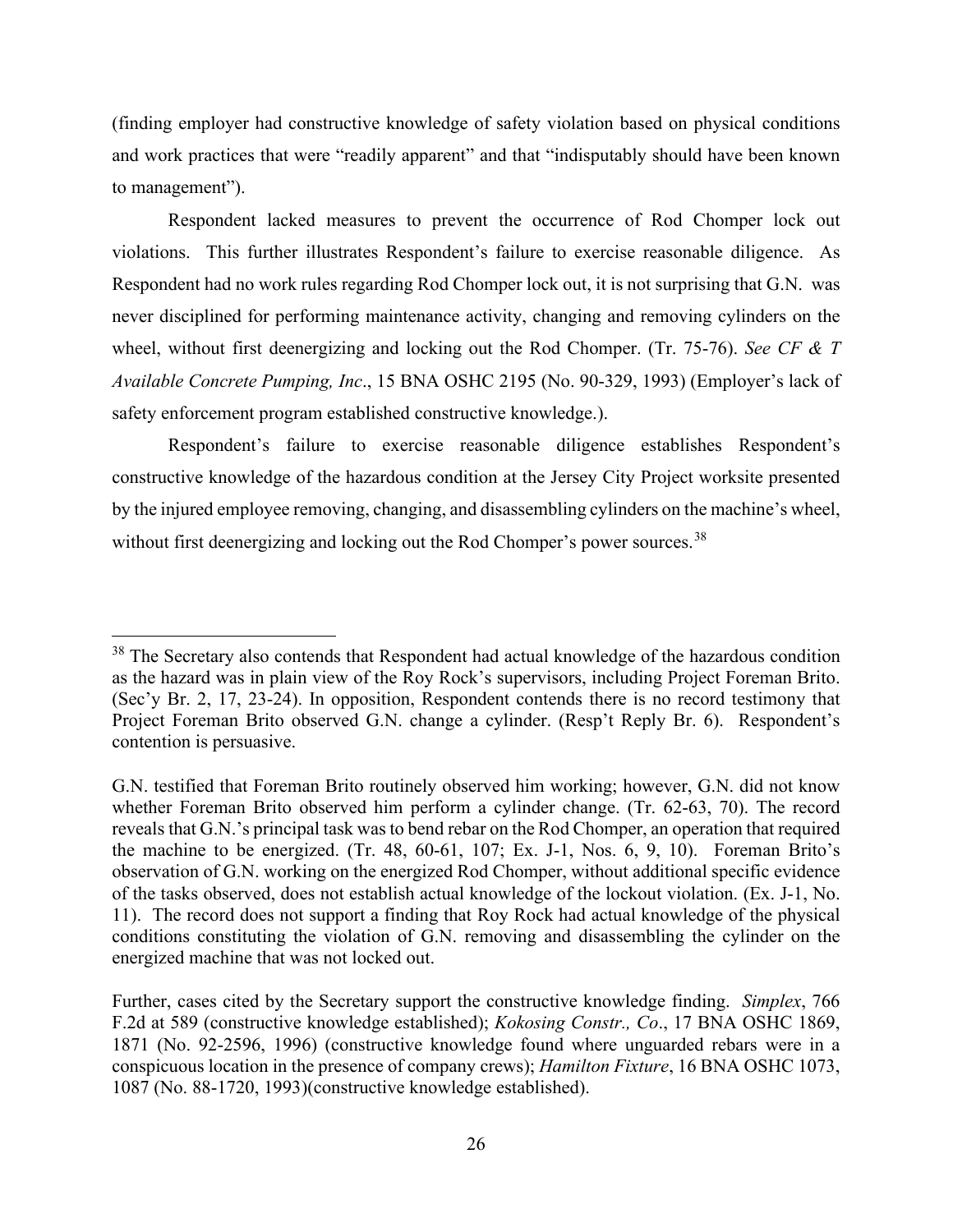(finding employer had constructive knowledge of safety violation based on physical conditions and work practices that were "readily apparent" and that "indisputably should have been known to management").

Respondent lacked measures to prevent the occurrence of Rod Chomper lock out violations. This further illustrates Respondent's failure to exercise reasonable diligence. As Respondent had no work rules regarding Rod Chomper lock out, it is not surprising that G.N. was never disciplined for performing maintenance activity, changing and removing cylinders on the wheel, without first deenergizing and locking out the Rod Chomper. (Tr. 75-76). *See CF & T Available Concrete Pumping, Inc*., 15 BNA OSHC 2195 (No. 90-329, 1993) (Employer's lack of safety enforcement program established constructive knowledge.).

Respondent's failure to exercise reasonable diligence establishes Respondent's constructive knowledge of the hazardous condition at the Jersey City Project worksite presented by the injured employee removing, changing, and disassembling cylinders on the machine's wheel, without first deenergizing and locking out the Rod Chomper's power sources.[38]

---

[38] The Secretary also contends that Respondent had actual knowledge of the hazardous condition as the hazard was in plain view of the Roy Rock's supervisors, including Project Foreman Brito. (Sec'y Br. 2, 17, 23-24). In opposition, Respondent contends there is no record testimony that Project Foreman Brito observed G.N. change a cylinder. (Resp't Reply Br. 6). Respondent's contention is persuasive.

G.N. testified that Foreman Brito routinely observed him working; however, G.N. did not know whether Foreman Brito observed him perform a cylinder change. (Tr. 62-63, 70). The record reveals that G.N.'s principal task was to bend rebar on the Rod Chomper, an operation that required the machine to be energized. (Tr. 48, 60-61, 107; Ex. J-1, Nos. 6, 9, 10). Foreman Brito's observation of G.N. working on the energized Rod Chomper, without additional specific evidence of the tasks observed, does not establish actual knowledge of the lockout violation. (Ex. J-1, No. 11). The record does not support a finding that Roy Rock had actual knowledge of the physical conditions constituting the violation of G.N. removing and disassembling the cylinder on the energized machine that was not locked out.

Further, cases cited by the Secretary support the constructive knowledge finding. *Simplex*, 766 F.2d at 589 (constructive knowledge established); *Kokosing Constr., Co*., 17 BNA OSHC 1869, 1871 (No. 92-2596, 1996) (constructive knowledge found where unguarded rebars were in a conspicuous location in the presence of company crews); *Hamilton Fixture*, 16 BNA OSHC 1073, 1087 (No. 88-1720, 1993)(constructive knowledge established).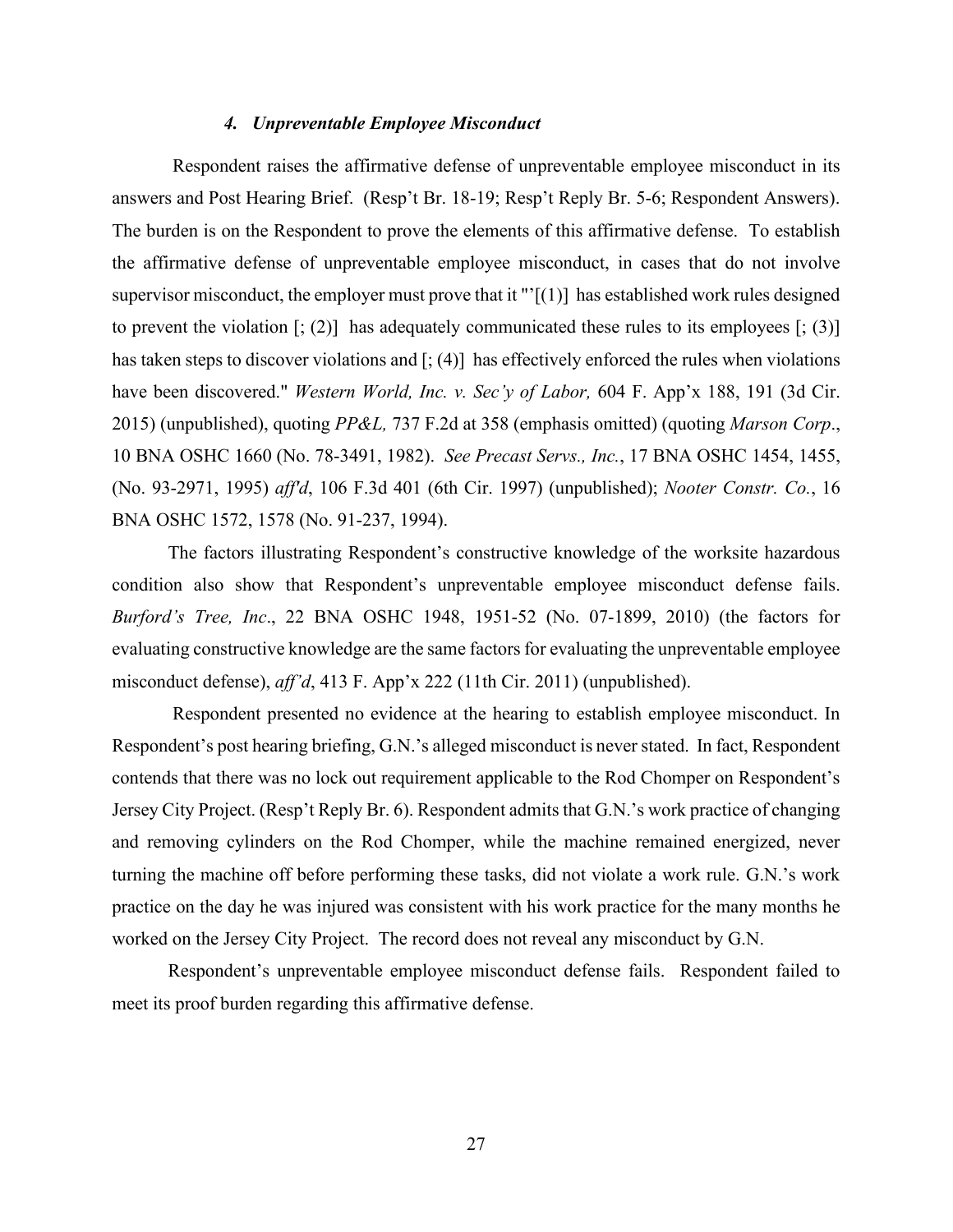#### *4. Unpreventable Employee Misconduct*

Respondent raises the affirmative defense of unpreventable employee misconduct in its answers and Post Hearing Brief. (Resp't Br. 18-19; Resp't Reply Br. 5-6; Respondent Answers). The burden is on the Respondent to prove the elements of this affirmative defense. To establish the affirmative defense of unpreventable employee misconduct, in cases that do not involve supervisor misconduct, the employer must prove that it "'[(1)] has established work rules designed to prevent the violation [; (2)] has adequately communicated these rules to its employees [; (3)] has taken steps to discover violations and [; (4)] has effectively enforced the rules when violations have been discovered." *Western World, Inc. v. Sec'y of Labor,* 604 F. App'x 188, 191 (3d Cir. 2015) (unpublished), quoting *PP&L,* 737 F.2d at 358 (emphasis omitted) (quoting *Marson Corp*., 10 BNA OSHC 1660 (No. 78-3491, 1982). *See Precast Servs., Inc.*, 17 BNA OSHC 1454, 1455, (No. 93-2971, 1995) *aff'd*, 106 F.3d 401 (6th Cir. 1997) (unpublished); *Nooter Constr. Co.*, 16 BNA OSHC 1572, 1578 (No. 91-237, 1994).

The factors illustrating Respondent's constructive knowledge of the worksite hazardous condition also show that Respondent's unpreventable employee misconduct defense fails. *Burford's Tree, Inc*., 22 BNA OSHC 1948, 1951-52 (No. 07-1899, 2010) (the factors for evaluating constructive knowledge are the same factors for evaluating the unpreventable employee misconduct defense), *aff'd*, 413 F. App'x 222 (11th Cir. 2011) (unpublished).

Respondent presented no evidence at the hearing to establish employee misconduct. In Respondent's post hearing briefing, G.N.'s alleged misconduct is never stated. In fact, Respondent contends that there was no lock out requirement applicable to the Rod Chomper on Respondent's Jersey City Project. (Resp't Reply Br. 6). Respondent admits that G.N.'s work practice of changing and removing cylinders on the Rod Chomper, while the machine remained energized, never turning the machine off before performing these tasks, did not violate a work rule. G.N.'s work practice on the day he was injured was consistent with his work practice for the many months he worked on the Jersey City Project. The record does not reveal any misconduct by G.N.

Respondent's unpreventable employee misconduct defense fails. Respondent failed to meet its proof burden regarding this affirmative defense.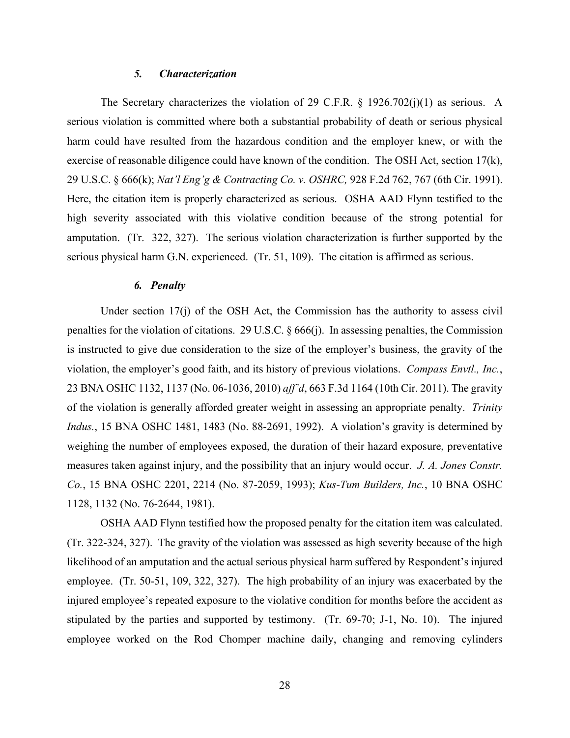### *5. Characterization*

The Secretary characterizes the violation of 29 C.F.R. § 1926.702(j)(1) as serious. A serious violation is committed where both a substantial probability of death or serious physical harm could have resulted from the hazardous condition and the employer knew, or with the exercise of reasonable diligence could have known of the condition. The OSH Act, section 17(k), 29 U.S.C. § 666(k); *Nat'l Eng'g & Contracting Co. v. OSHRC,* 928 F.2d 762, 767 (6th Cir. 1991). Here, the citation item is properly characterized as serious. OSHA AAD Flynn testified to the high severity associated with this violative condition because of the strong potential for amputation. (Tr. 322, 327). The serious violation characterization is further supported by the serious physical harm G.N. experienced. (Tr. 51, 109). The citation is affirmed as serious.

### *6. Penalty*

Under section 17(j) of the OSH Act, the Commission has the authority to assess civil penalties for the violation of citations. 29 U.S.C. § 666(j). In assessing penalties, the Commission is instructed to give due consideration to the size of the employer's business, the gravity of the violation, the employer's good faith, and its history of previous violations. *Compass Envtl., Inc.*, 23 BNA OSHC 1132, 1137 (No. 06-1036, 2010) *aff'd*, 663 F.3d 1164 (10th Cir. 2011). The gravity of the violation is generally afforded greater weight in assessing an appropriate penalty. *Trinity Indus.*, 15 BNA OSHC 1481, 1483 (No. 88-2691, 1992). A violation's gravity is determined by weighing the number of employees exposed, the duration of their hazard exposure, preventative measures taken against injury, and the possibility that an injury would occur. *J. A. Jones Constr. Co.*, 15 BNA OSHC 2201, 2214 (No. 87-2059, 1993); *Kus-Tum Builders, Inc.*, 10 BNA OSHC 1128, 1132 (No. 76-2644, 1981).

OSHA AAD Flynn testified how the proposed penalty for the citation item was calculated. (Tr. 322-324, 327). The gravity of the violation was assessed as high severity because of the high likelihood of an amputation and the actual serious physical harm suffered by Respondent's injured employee. (Tr. 50-51, 109, 322, 327). The high probability of an injury was exacerbated by the injured employee's repeated exposure to the violative condition for months before the accident as stipulated by the parties and supported by testimony. (Tr. 69-70; J-1, No. 10). The injured employee worked on the Rod Chomper machine daily, changing and removing cylinders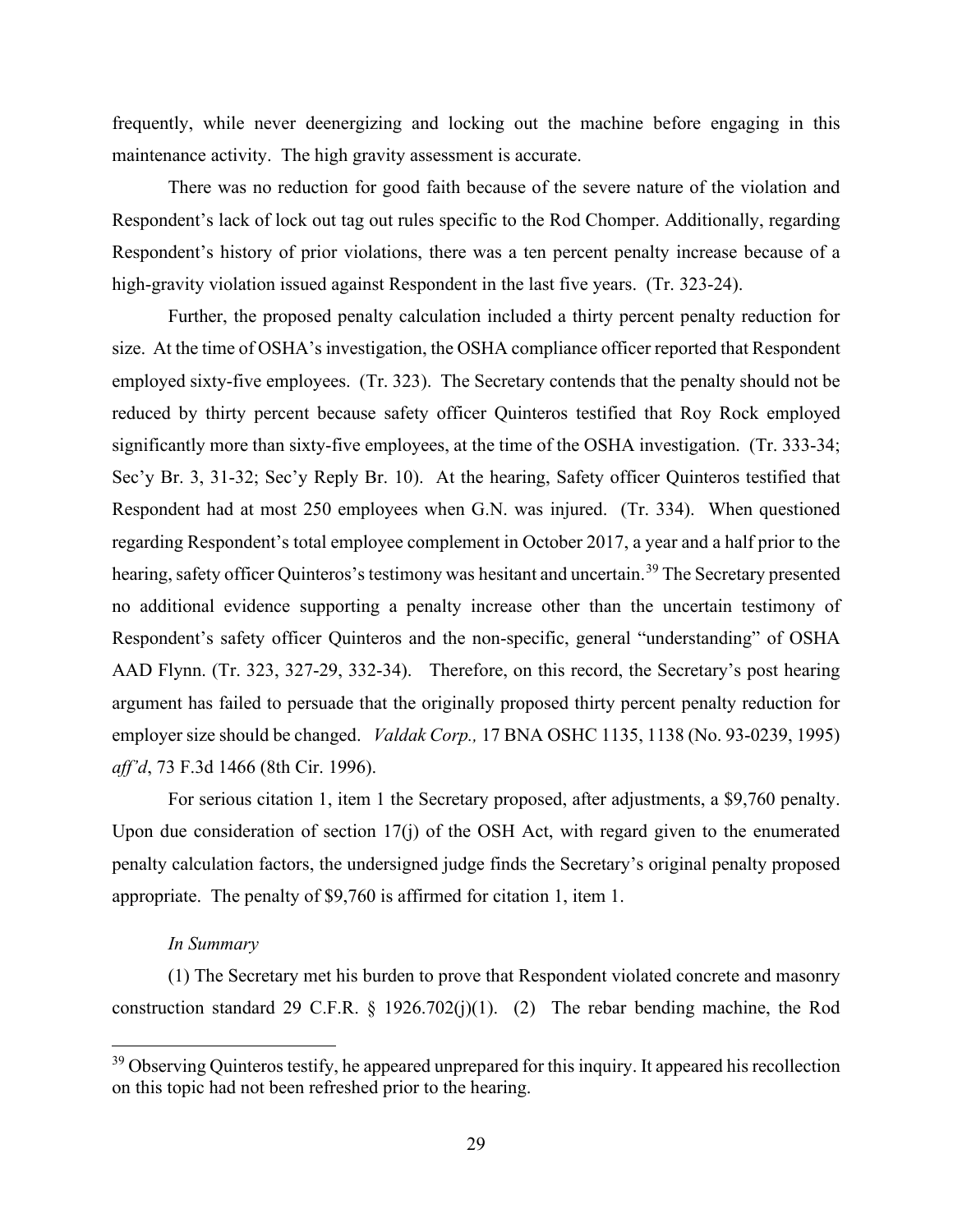frequently, while never deenergizing and locking out the machine before engaging in this maintenance activity. The high gravity assessment is accurate.

There was no reduction for good faith because of the severe nature of the violation and Respondent's lack of lock out tag out rules specific to the Rod Chomper. Additionally, regarding Respondent's history of prior violations, there was a ten percent penalty increase because of a high-gravity violation issued against Respondent in the last five years. (Tr. 323-24).

Further, the proposed penalty calculation included a thirty percent penalty reduction for size. At the time of OSHA's investigation, the OSHA compliance officer reported that Respondent employed sixty-five employees. (Tr. 323). The Secretary contends that the penalty should not be reduced by thirty percent because safety officer Quinteros testified that Roy Rock employed significantly more than sixty-five employees, at the time of the OSHA investigation. (Tr. 333-34; Sec'y Br. 3, 31-32; Sec'y Reply Br. 10). At the hearing, Safety officer Quinteros testified that Respondent had at most 250 employees when G.N. was injured. (Tr. 334). When questioned regarding Respondent's total employee complement in October 2017, a year and a half prior to the hearing, safety officer Quinteros's testimony was hesitant and uncertain.[39] The Secretary presented no additional evidence supporting a penalty increase other than the uncertain testimony of Respondent's safety officer Quinteros and the non-specific, general "understanding" of OSHA AAD Flynn. (Tr. 323, 327-29, 332-34). Therefore, on this record, the Secretary's post hearing argument has failed to persuade that the originally proposed thirty percent penalty reduction for employer size should be changed. *Valdak Corp.,* 17 BNA OSHC 1135, 1138 (No. 93-0239, 1995) *aff'd*, 73 F.3d 1466 (8th Cir. 1996).

For serious citation 1, item 1 the Secretary proposed, after adjustments, a $9,760 penalty. Upon due consideration of section 17(j) of the OSH Act, with regard given to the enumerated penalty calculation factors, the undersigned judge finds the Secretary's original penalty proposed appropriate. The penalty of $9,760 is affirmed for citation 1, item 1.

*In Summary*

(1) The Secretary met his burden to prove that Respondent violated concrete and masonry construction standard 29 C.F.R. § 1926.702(j)(1). (2) The rebar bending machine, the Rod

[39] Observing Quinteros testify, he appeared unprepared for this inquiry. It appeared his recollection on this topic had not been refreshed prior to the hearing.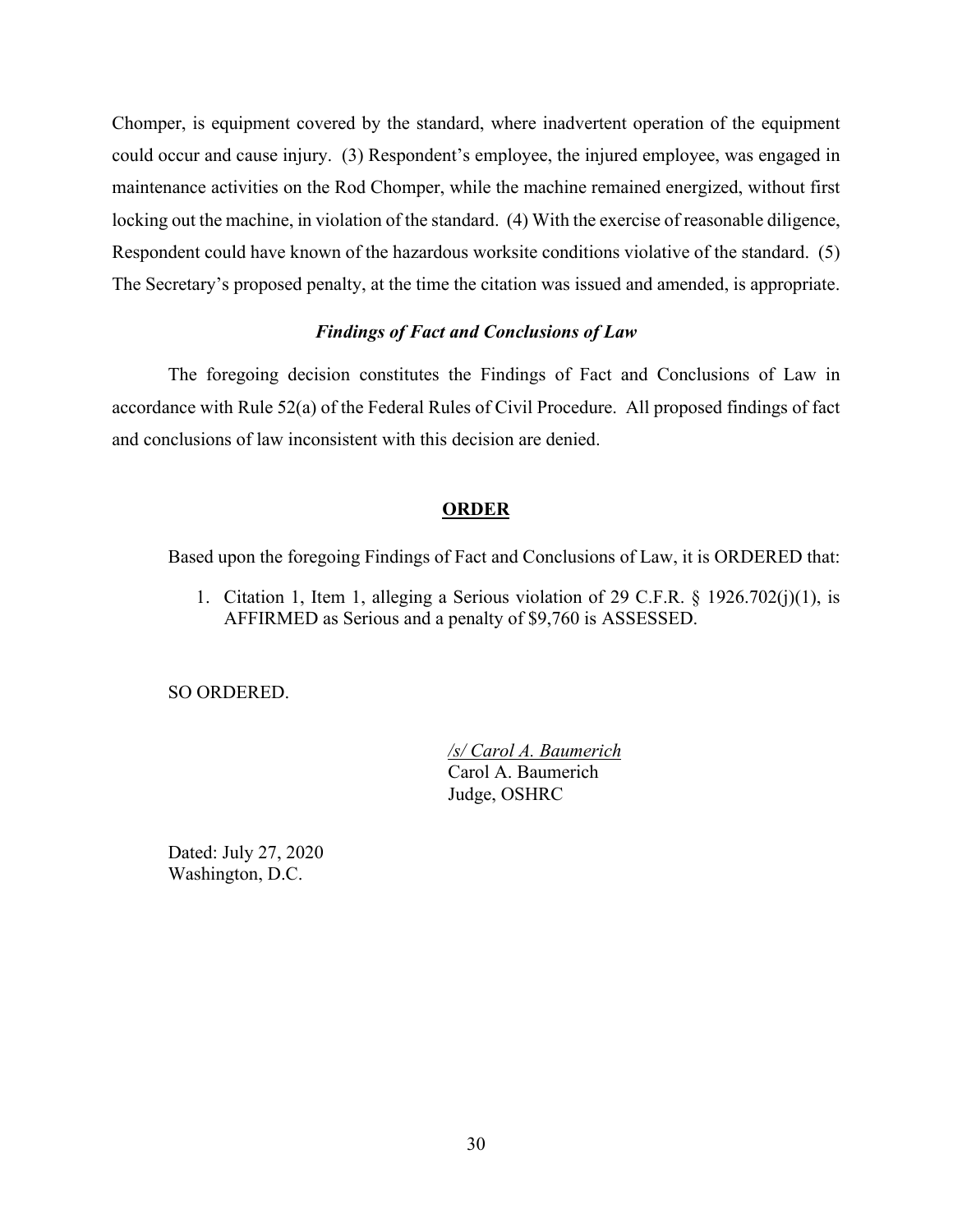Chomper, is equipment covered by the standard, where inadvertent operation of the equipment could occur and cause injury. (3) Respondent's employee, the injured employee, was engaged in maintenance activities on the Rod Chomper, while the machine remained energized, without first locking out the machine, in violation of the standard. (4) With the exercise of reasonable diligence, Respondent could have known of the hazardous worksite conditions violative of the standard. (5) The Secretary's proposed penalty, at the time the citation was issued and amended, is appropriate.

### *Findings of Fact and Conclusions of Law*

The foregoing decision constitutes the Findings of Fact and Conclusions of Law in accordance with Rule 52(a) of the Federal Rules of Civil Procedure. All proposed findings of fact and conclusions of law inconsistent with this decision are denied.

## ORDER

Based upon the foregoing Findings of Fact and Conclusions of Law, it is ORDERED that:

1. Citation 1, Item 1, alleging a Serious violation of 29 C.F.R. § 1926.702(j)(1), is AFFIRMED as Serious and a penalty of $9,760 is ASSESSED.

SO ORDERED.

*/s/ Carol A. Baumerich*
Carol A. Baumerich
Judge, OSHRC

Dated: July 27, 2020
Washington, D.C.